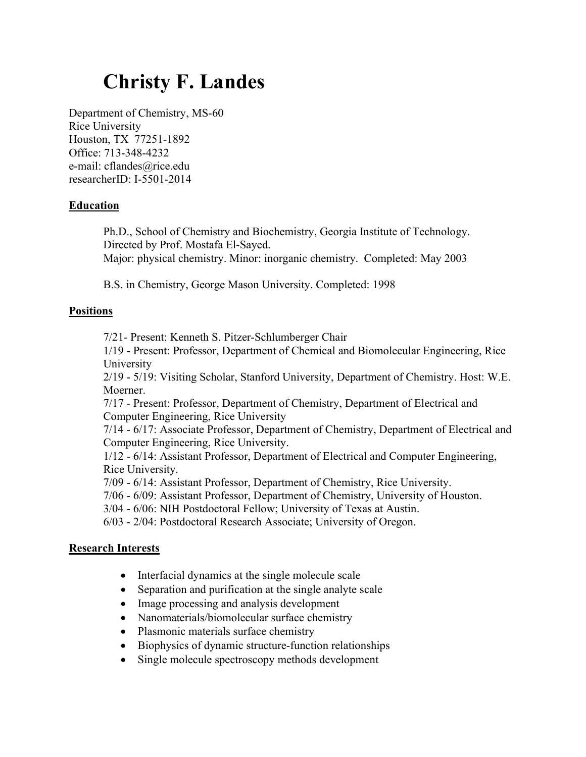# Christy F. Landes

Department of Chemistry, MS-60
Rice University
Houston, TX 77251-1892
Office: 713-348-4232
e-mail: cflandes@rice.edu
researcherID: I-5501-2014

## Education

Ph.D., School of Chemistry and Biochemistry, Georgia Institute of Technology. Directed by Prof. Mostafa El-Sayed.
Major: physical chemistry. Minor: inorganic chemistry. Completed: May 2003

B.S. in Chemistry, George Mason University. Completed: 1998

## Positions

7/21- Present: Kenneth S. Pitzer-Schlumberger Chair
1/19 - Present: Professor, Department of Chemical and Biomolecular Engineering, Rice University
2/19 - 5/19: Visiting Scholar, Stanford University, Department of Chemistry. Host: W.E. Moerner.
7/17 - Present: Professor, Department of Chemistry, Department of Electrical and Computer Engineering, Rice University
7/14 - 6/17: Associate Professor, Department of Chemistry, Department of Electrical and Computer Engineering, Rice University.
1/12 - 6/14: Assistant Professor, Department of Electrical and Computer Engineering, Rice University.
7/09 - 6/14: Assistant Professor, Department of Chemistry, Rice University.
7/06 - 6/09: Assistant Professor, Department of Chemistry, University of Houston.
3/04 - 6/06: NIH Postdoctoral Fellow; University of Texas at Austin.
6/03 - 2/04: Postdoctoral Research Associate; University of Oregon.

## Research Interests

- Interfacial dynamics at the single molecule scale
- Separation and purification at the single analyte scale
- Image processing and analysis development
- Nanomaterials/biomolecular surface chemistry
- Plasmonic materials surface chemistry
- Biophysics of dynamic structure-function relationships
- Single molecule spectroscopy methods development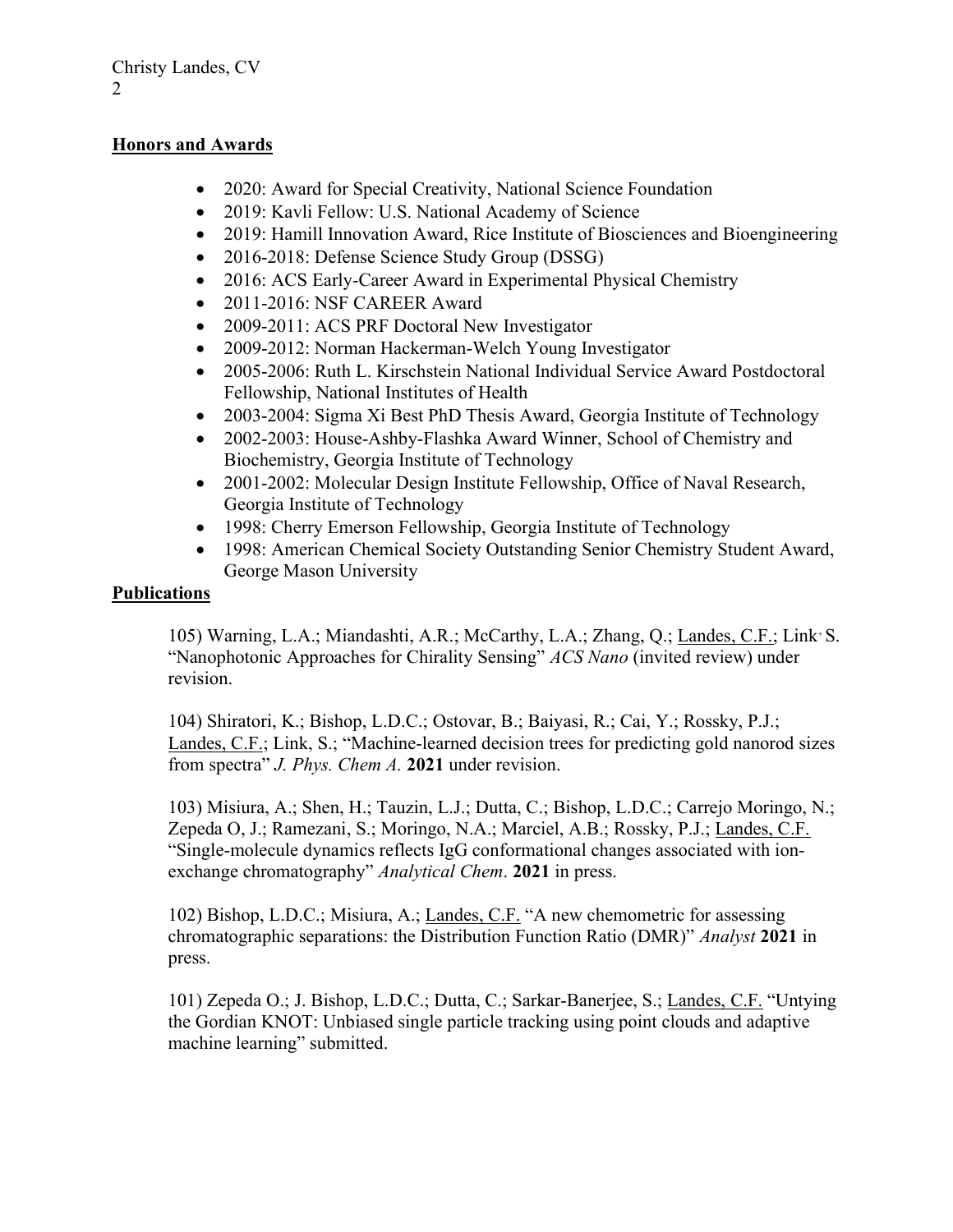## Honors and Awards

- 2020: Award for Special Creativity, National Science Foundation
- 2019: Kavli Fellow: U.S. National Academy of Science
- 2019: Hamill Innovation Award, Rice Institute of Biosciences and Bioengineering
- 2016-2018: Defense Science Study Group (DSSG)
- 2016: ACS Early-Career Award in Experimental Physical Chemistry
- 2011-2016: NSF CAREER Award
- 2009-2011: ACS PRF Doctoral New Investigator
- 2009-2012: Norman Hackerman-Welch Young Investigator
- 2005-2006: Ruth L. Kirschstein National Individual Service Award Postdoctoral Fellowship, National Institutes of Health
- 2003-2004: Sigma Xi Best PhD Thesis Award, Georgia Institute of Technology
- 2002-2003: House-Ashby-Flashka Award Winner, School of Chemistry and Biochemistry, Georgia Institute of Technology
- 2001-2002: Molecular Design Institute Fellowship, Office of Naval Research, Georgia Institute of Technology
- 1998: Cherry Emerson Fellowship, Georgia Institute of Technology
- 1998: American Chemical Society Outstanding Senior Chemistry Student Award, George Mason University

## Publications

105) Warning, L.A.; Miandashti, A.R.; McCarthy, L.A.; Zhang, Q.; Landes, C.F.; Link, S. "Nanophotonic Approaches for Chirality Sensing" *ACS Nano* (invited review) under revision.

104) Shiratori, K.; Bishop, L.D.C.; Ostovar, B.; Baiyasi, R.; Cai, Y.; Rossky, P.J.; Landes, C.F.; Link, S.; "Machine-learned decision trees for predicting gold nanorod sizes from spectra" *J. Phys. Chem A.* **2021** under revision.

103) Misiura, A.; Shen, H.; Tauzin, L.J.; Dutta, C.; Bishop, L.D.C.; Carrejo Moringo, N.; Zepeda O, J.; Ramezani, S.; Moringo, N.A.; Marciel, A.B.; Rossky, P.J.; Landes, C.F. "Single-molecule dynamics reflects IgG conformational changes associated with ion-exchange chromatography" *Analytical Chem*. **2021** in press.

102) Bishop, L.D.C.; Misiura, A.; Landes, C.F. "A new chemometric for assessing chromatographic separations: the Distribution Function Ratio (DMR)" *Analyst* **2021** in press.

101) Zepeda O.; J. Bishop, L.D.C.; Dutta, C.; Sarkar-Banerjee, S.; Landes, C.F. "Untying the Gordian KNOT: Unbiased single particle tracking using point clouds and adaptive machine learning" submitted.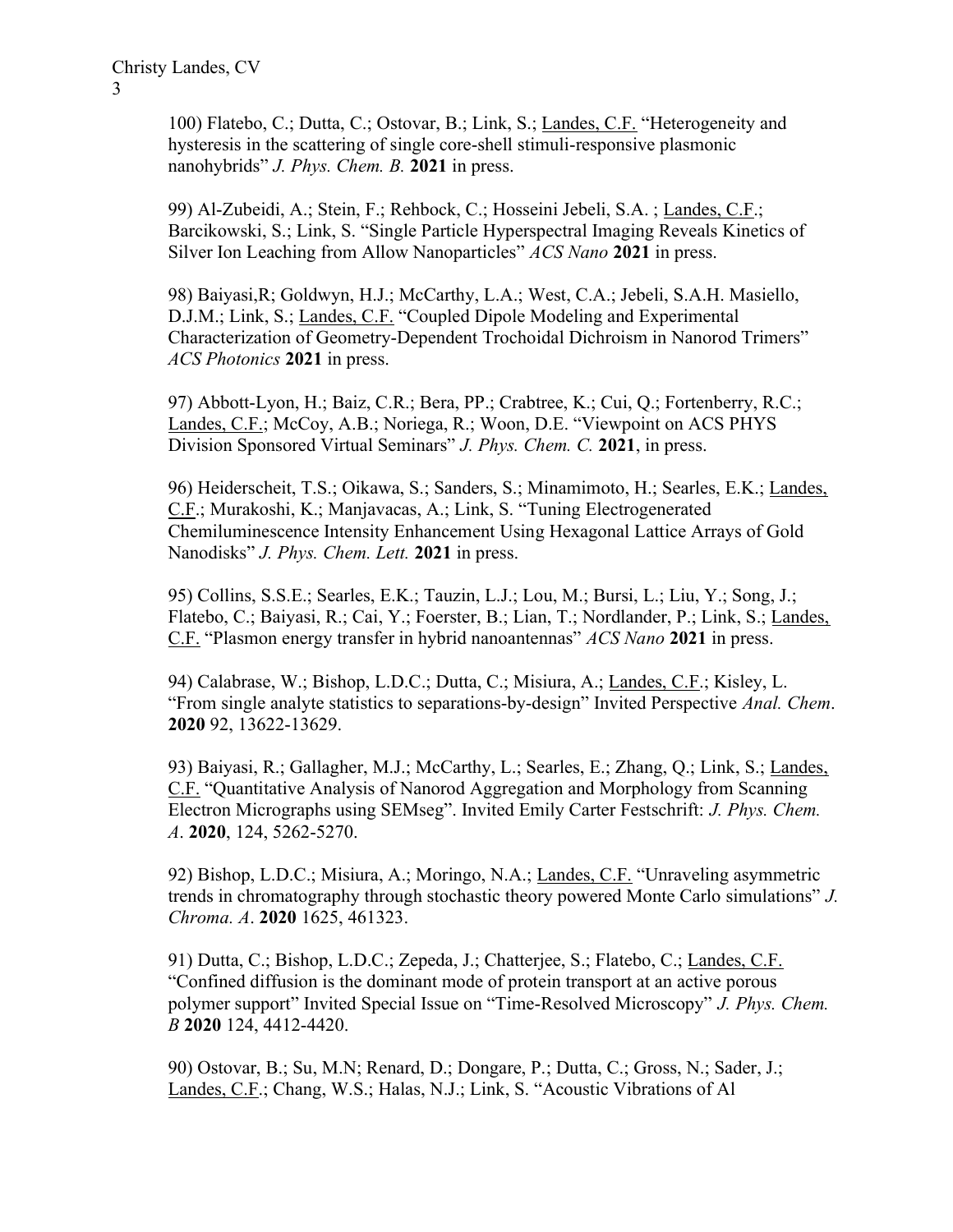100) Flatebo, C.; Dutta, C.; Ostovar, B.; Link, S.; <u>Landes, C.F.</u> "Heterogeneity and hysteresis in the scattering of single core-shell stimuli-responsive plasmonic nanohybrids" *J. Phys. Chem. B.* **2021** in press.

99) Al-Zubeidi, A.; Stein, F.; Rehbock, C.; Hosseini Jebeli, S.A. ; <u>Landes, C.F.</u>; Barcikowski, S.; Link, S. "Single Particle Hyperspectral Imaging Reveals Kinetics of Silver Ion Leaching from Allow Nanoparticles" *ACS Nano* **2021** in press.

98) Baiyasi,R; Goldwyn, H.J.; McCarthy, L.A.; West, C.A.; Jebeli, S.A.H. Masiello, D.J.M.; Link, S.; <u>Landes, C.F.</u> "Coupled Dipole Modeling and Experimental Characterization of Geometry-Dependent Trochoidal Dichroism in Nanorod Trimers" *ACS Photonics* **2021** in press.

97) Abbott-Lyon, H.; Baiz, C.R.; Bera, PP.; Crabtree, K.; Cui, Q.; Fortenberry, R.C.; <u>Landes, C.F.</u>; McCoy, A.B.; Noriega, R.; Woon, D.E. "Viewpoint on ACS PHYS Division Sponsored Virtual Seminars" *J. Phys. Chem. C.* **2021**, in press.

96) Heiderscheit, T.S.; Oikawa, S.; Sanders, S.; Minamimoto, H.; Searles, E.K.; <u>Landes, C.F.</u>; Murakoshi, K.; Manjavacas, A.; Link, S. "Tuning Electrogenerated Chemiluminescence Intensity Enhancement Using Hexagonal Lattice Arrays of Gold Nanodisks" *J. Phys. Chem. Lett.* **2021** in press.

95) Collins, S.S.E.; Searles, E.K.; Tauzin, L.J.; Lou, M.; Bursi, L.; Liu, Y.; Song, J.; Flatebo, C.; Baiyasi, R.; Cai, Y.; Foerster, B.; Lian, T.; Nordlander, P.; Link, S.; <u>Landes, C.F.</u> "Plasmon energy transfer in hybrid nanoantennas" *ACS Nano* **2021** in press.

94) Calabrase, W.; Bishop, L.D.C.; Dutta, C.; Misiura, A.; <u>Landes, C.F.</u>; Kisley, L. "From single analyte statistics to separations-by-design" Invited Perspective *Anal. Chem*. **2020** 92, 13622-13629.

93) Baiyasi, R.; Gallagher, M.J.; McCarthy, L.; Searles, E.; Zhang, Q.; Link, S.; <u>Landes, C.F.</u> "Quantitative Analysis of Nanorod Aggregation and Morphology from Scanning Electron Micrographs using SEMseg". Invited Emily Carter Festschrift: *J. Phys. Chem. A*. **2020**, 124, 5262-5270.

92) Bishop, L.D.C.; Misiura, A.; Moringo, N.A.; <u>Landes, C.F.</u> "Unraveling asymmetric trends in chromatography through stochastic theory powered Monte Carlo simulations" *J. Chroma. A*. **2020** 1625, 461323.

91) Dutta, C.; Bishop, L.D.C.; Zepeda, J.; Chatterjee, S.; Flatebo, C.; <u>Landes, C.F.</u> "Confined diffusion is the dominant mode of protein transport at an active porous polymer support" Invited Special Issue on "Time-Resolved Microscopy" *J. Phys. Chem. B* **2020** 124, 4412-4420.

90) Ostovar, B.; Su, M.N; Renard, D.; Dongare, P.; Dutta, C.; Gross, N.; Sader, J.; <u>Landes, C.F.</u>; Chang, W.S.; Halas, N.J.; Link, S. "Acoustic Vibrations of Al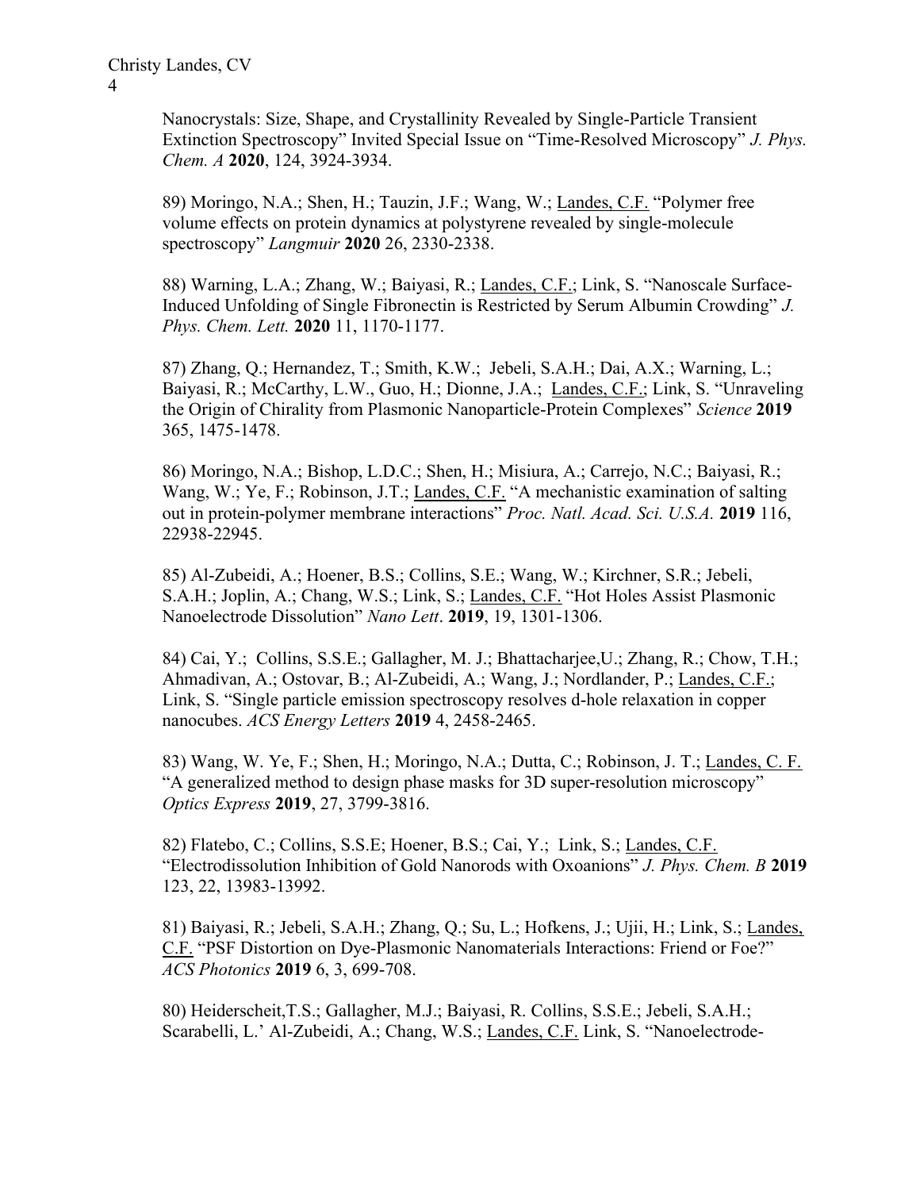Nanocrystals: Size, Shape, and Crystallinity Revealed by Single-Particle Transient Extinction Spectroscopy" Invited Special Issue on "Time-Resolved Microscopy" *J. Phys. Chem. A* **2020**, 124, 3924-3934.

89) Moringo, N.A.; Shen, H.; Tauzin, J.F.; Wang, W.; Landes, C.F. "Polymer free volume effects on protein dynamics at polystyrene revealed by single-molecule spectroscopy" *Langmuir* **2020** 26, 2330-2338.

88) Warning, L.A.; Zhang, W.; Baiyasi, R.; Landes, C.F.; Link, S. "Nanoscale Surface-Induced Unfolding of Single Fibronectin is Restricted by Serum Albumin Crowding" *J. Phys. Chem. Lett.* **2020** 11, 1170-1177.

87) Zhang, Q.; Hernandez, T.; Smith, K.W.; Jebeli, S.A.H.; Dai, A.X.; Warning, L.; Baiyasi, R.; McCarthy, L.W., Guo, H.; Dionne, J.A.; Landes, C.F.; Link, S. "Unraveling the Origin of Chirality from Plasmonic Nanoparticle-Protein Complexes" *Science* **2019** 365, 1475-1478.

86) Moringo, N.A.; Bishop, L.D.C.; Shen, H.; Misiura, A.; Carrejo, N.C.; Baiyasi, R.; Wang, W.; Ye, F.; Robinson, J.T.; Landes, C.F. "A mechanistic examination of salting out in protein-polymer membrane interactions" *Proc. Natl. Acad. Sci. U.S.A.* **2019** 116, 22938-22945.

85) Al-Zubeidi, A.; Hoener, B.S.; Collins, S.E.; Wang, W.; Kirchner, S.R.; Jebeli, S.A.H.; Joplin, A.; Chang, W.S.; Link, S.; Landes, C.F. "Hot Holes Assist Plasmonic Nanoelectrode Dissolution" *Nano Lett*. **2019**, 19, 1301-1306.

84) Cai, Y.; Collins, S.S.E.; Gallagher, M. J.; Bhattacharjee,U.; Zhang, R.; Chow, T.H.; Ahmadivan, A.; Ostovar, B.; Al-Zubeidi, A.; Wang, J.; Nordlander, P.; Landes, C.F.; Link, S. "Single particle emission spectroscopy resolves d-hole relaxation in copper nanocubes. *ACS Energy Letters* **2019** 4, 2458-2465.

83) Wang, W. Ye, F.; Shen, H.; Moringo, N.A.; Dutta, C.; Robinson, J. T.; Landes, C. F. "A generalized method to design phase masks for 3D super-resolution microscopy" *Optics Express* **2019**, 27, 3799-3816.

82) Flatebo, C.; Collins, S.S.E; Hoener, B.S.; Cai, Y.; Link, S.; Landes, C.F. "Electrodissolution Inhibition of Gold Nanorods with Oxoanions" *J. Phys. Chem. B* **2019** 123, 22, 13983-13992.

81) Baiyasi, R.; Jebeli, S.A.H.; Zhang, Q.; Su, L.; Hofkens, J.; Ujii, H.; Link, S.; Landes, C.F. "PSF Distortion on Dye-Plasmonic Nanomaterials Interactions: Friend or Foe?" *ACS Photonics* **2019** 6, 3, 699-708.

80) Heiderscheit,T.S.; Gallagher, M.J.; Baiyasi, R. Collins, S.S.E.; Jebeli, S.A.H.; Scarabelli, L.' Al-Zubeidi, A.; Chang, W.S.; Landes, C.F. Link, S. "Nanoelectrode-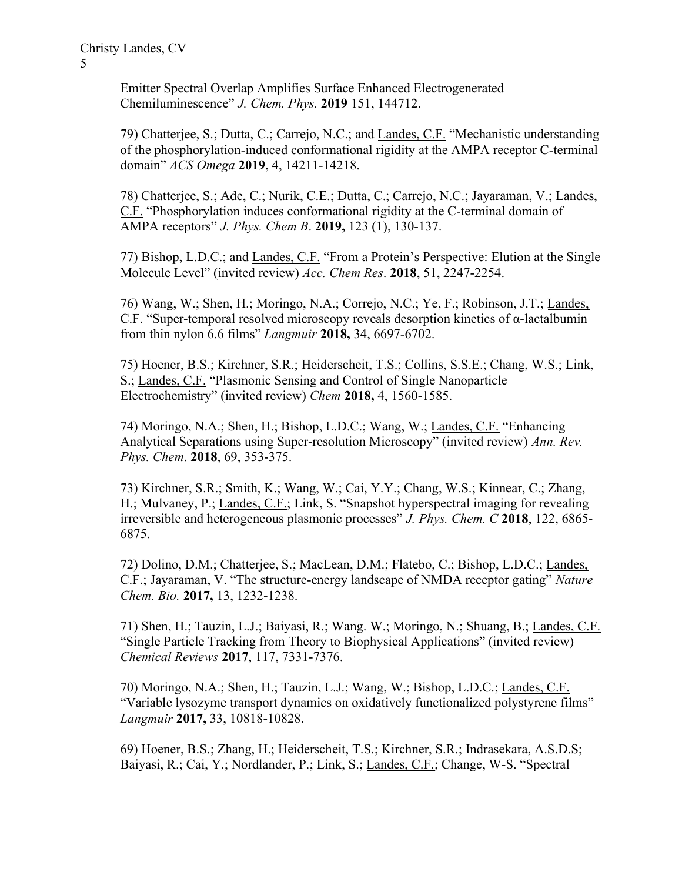Emitter Spectral Overlap Amplifies Surface Enhanced Electrogenerated Chemiluminescence" *J. Chem. Phys.* **2019** 151, 144712.

79) Chatterjee, S.; Dutta, C.; Carrejo, N.C.; and <u>Landes, C.F.</u> "Mechanistic understanding of the phosphorylation-induced conformational rigidity at the AMPA receptor C-terminal domain" *ACS Omega* **2019**, 4, 14211-14218.

78) Chatterjee, S.; Ade, C.; Nurik, C.E.; Dutta, C.; Carrejo, N.C.; Jayaraman, V.; <u>Landes, C.F.</u> "Phosphorylation induces conformational rigidity at the C-terminal domain of AMPA receptors" *J. Phys. Chem B*. **2019,** 123 (1), 130-137.

77) Bishop, L.D.C.; and <u>Landes, C.F.</u> "From a Protein's Perspective: Elution at the Single Molecule Level" (invited review) *Acc. Chem Res*. **2018**, 51, 2247-2254.

76) Wang, W.; Shen, H.; Moringo, N.A.; Correjo, N.C.; Ye, F.; Robinson, J.T.; <u>Landes, C.F.</u> "Super-temporal resolved microscopy reveals desorption kinetics of α-lactalbumin from thin nylon 6.6 films" *Langmuir* **2018,** 34, 6697-6702.

75) Hoener, B.S.; Kirchner, S.R.; Heiderscheit, T.S.; Collins, S.S.E.; Chang, W.S.; Link, S.; <u>Landes, C.F.</u> "Plasmonic Sensing and Control of Single Nanoparticle Electrochemistry" (invited review) *Chem* **2018,** 4, 1560-1585.

74) Moringo, N.A.; Shen, H.; Bishop, L.D.C.; Wang, W.; <u>Landes, C.F.</u> "Enhancing Analytical Separations using Super-resolution Microscopy" (invited review) *Ann. Rev. Phys. Chem*. **2018**, 69, 353-375.

73) Kirchner, S.R.; Smith, K.; Wang, W.; Cai, Y.Y.; Chang, W.S.; Kinnear, C.; Zhang, H.; Mulvaney, P.; <u>Landes, C.F.</u>; Link, S. "Snapshot hyperspectral imaging for revealing irreversible and heterogeneous plasmonic processes" *J. Phys. Chem. C* **2018**, 122, 6865-6875.

72) Dolino, D.M.; Chatterjee, S.; MacLean, D.M.; Flatebo, C.; Bishop, L.D.C.; <u>Landes, C.F.</u>; Jayaraman, V. "The structure-energy landscape of NMDA receptor gating" *Nature Chem. Bio.* **2017,** 13, 1232-1238.

71) Shen, H.; Tauzin, L.J.; Baiyasi, R.; Wang. W.; Moringo, N.; Shuang, B.; <u>Landes, C.F.</u> "Single Particle Tracking from Theory to Biophysical Applications" (invited review) *Chemical Reviews* **2017**, 117, 7331-7376.

70) Moringo, N.A.; Shen, H.; Tauzin, L.J.; Wang, W.; Bishop, L.D.C.; <u>Landes, C.F.</u> "Variable lysozyme transport dynamics on oxidatively functionalized polystyrene films" *Langmuir* **2017,** 33, 10818-10828.

69) Hoener, B.S.; Zhang, H.; Heiderscheit, T.S.; Kirchner, S.R.; Indrasekara, A.S.D.S; Baiyasi, R.; Cai, Y.; Nordlander, P.; Link, S.; <u>Landes, C.F.</u>; Change, W-S. "Spectral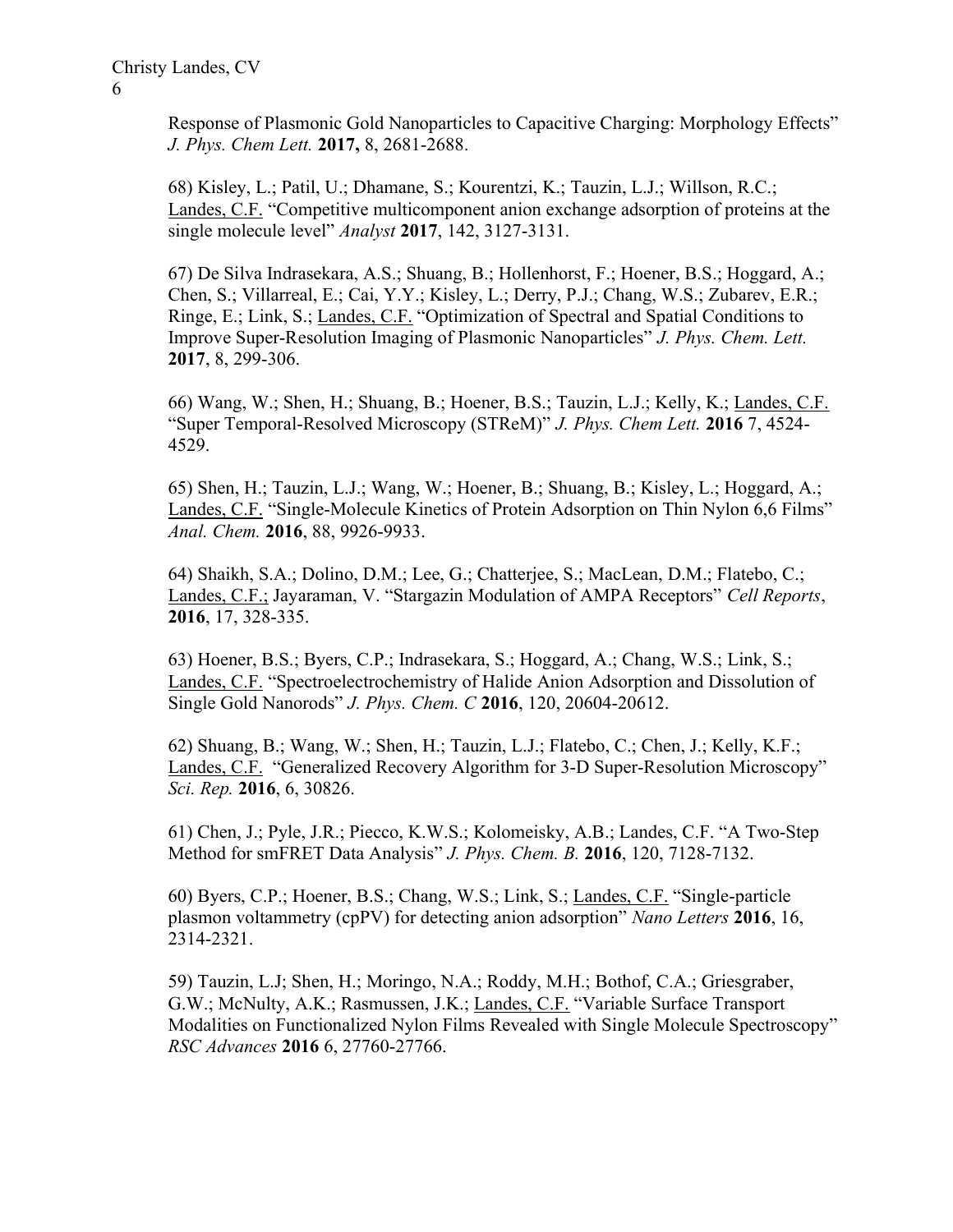Response of Plasmonic Gold Nanoparticles to Capacitive Charging: Morphology Effects" *J. Phys. Chem Lett.* **2017,** 8, 2681-2688.

68) Kisley, L.; Patil, U.; Dhamane, S.; Kourentzi, K.; Tauzin, L.J.; Willson, R.C.; Landes, C.F. "Competitive multicomponent anion exchange adsorption of proteins at the single molecule level" *Analyst* **2017**, 142, 3127-3131.

67) De Silva Indrasekara, A.S.; Shuang, B.; Hollenhorst, F.; Hoener, B.S.; Hoggard, A.; Chen, S.; Villarreal, E.; Cai, Y.Y.; Kisley, L.; Derry, P.J.; Chang, W.S.; Zubarev, E.R.; Ringe, E.; Link, S.; Landes, C.F. "Optimization of Spectral and Spatial Conditions to Improve Super-Resolution Imaging of Plasmonic Nanoparticles" *J. Phys. Chem. Lett.* **2017**, 8, 299-306.

66) Wang, W.; Shen, H.; Shuang, B.; Hoener, B.S.; Tauzin, L.J.; Kelly, K.; Landes, C.F. "Super Temporal-Resolved Microscopy (STReM)" *J. Phys. Chem Lett.* **2016** 7, 4524-4529.

65) Shen, H.; Tauzin, L.J.; Wang, W.; Hoener, B.; Shuang, B.; Kisley, L.; Hoggard, A.; Landes, C.F. "Single-Molecule Kinetics of Protein Adsorption on Thin Nylon 6,6 Films" *Anal. Chem.* **2016**, 88, 9926-9933.

64) Shaikh, S.A.; Dolino, D.M.; Lee, G.; Chatterjee, S.; MacLean, D.M.; Flatebo, C.; Landes, C.F.; Jayaraman, V. "Stargazin Modulation of AMPA Receptors" *Cell Reports*, **2016**, 17, 328-335.

63) Hoener, B.S.; Byers, C.P.; Indrasekara, S.; Hoggard, A.; Chang, W.S.; Link, S.; Landes, C.F. "Spectroelectrochemistry of Halide Anion Adsorption and Dissolution of Single Gold Nanorods" *J. Phys. Chem. C* **2016**, 120, 20604-20612.

62) Shuang, B.; Wang, W.; Shen, H.; Tauzin, L.J.; Flatebo, C.; Chen, J.; Kelly, K.F.; Landes, C.F. "Generalized Recovery Algorithm for 3-D Super-Resolution Microscopy" *Sci. Rep.* **2016**, 6, 30826.

61) Chen, J.; Pyle, J.R.; Piecco, K.W.S.; Kolomeisky, A.B.; Landes, C.F. "A Two-Step Method for smFRET Data Analysis" *J. Phys. Chem. B.* **2016**, 120, 7128-7132.

60) Byers, C.P.; Hoener, B.S.; Chang, W.S.; Link, S.; Landes, C.F. "Single-particle plasmon voltammetry (cpPV) for detecting anion adsorption" *Nano Letters* **2016**, 16, 2314-2321.

59) Tauzin, L.J; Shen, H.; Moringo, N.A.; Roddy, M.H.; Bothof, C.A.; Griesgraber, G.W.; McNulty, A.K.; Rasmussen, J.K.; Landes, C.F. "Variable Surface Transport Modalities on Functionalized Nylon Films Revealed with Single Molecule Spectroscopy" *RSC Advances* **2016** 6, 27760-27766.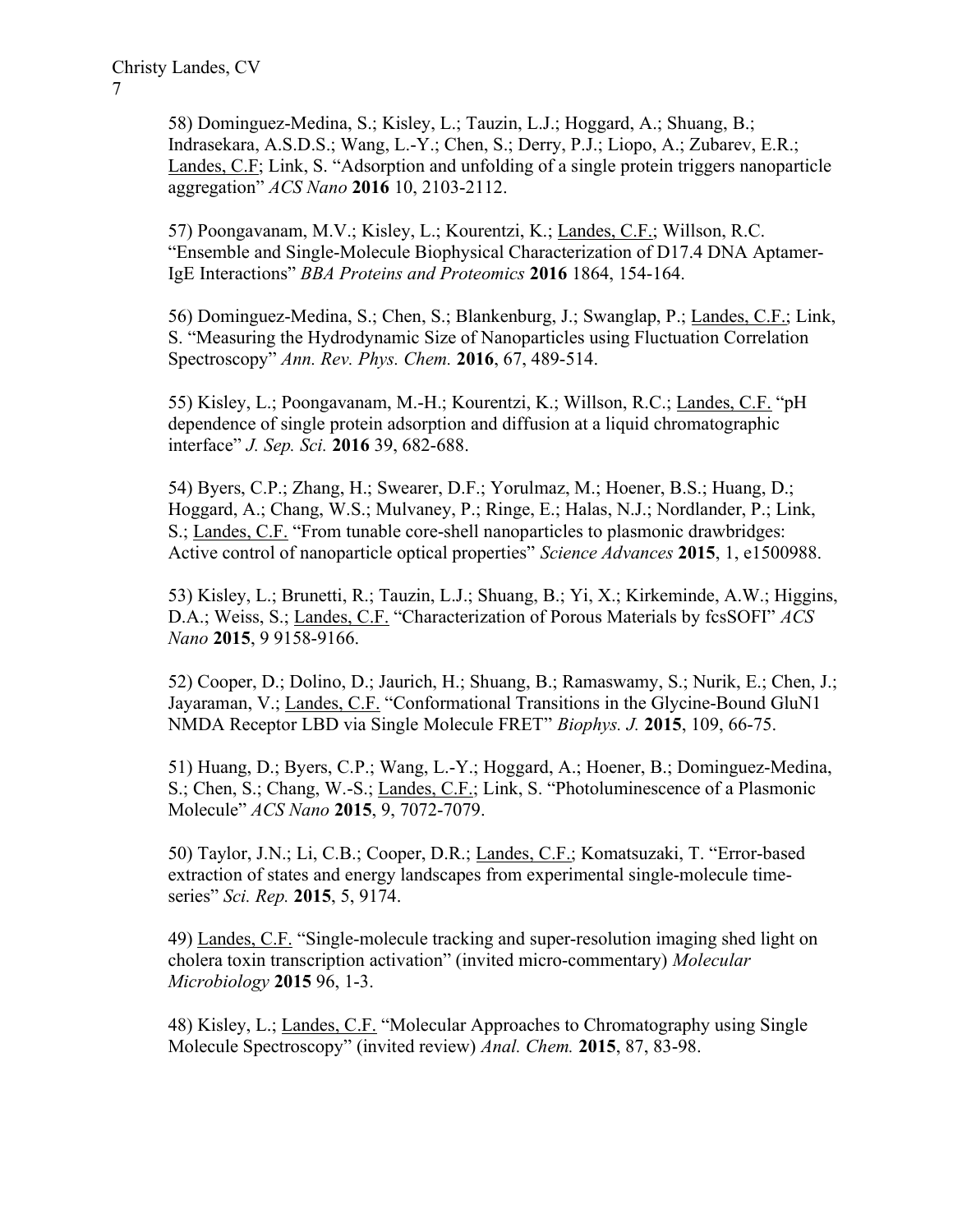58) Dominguez-Medina, S.; Kisley, L.; Tauzin, L.J.; Hoggard, A.; Shuang, B.; Indrasekara, A.S.D.S.; Wang, L.-Y.; Chen, S.; Derry, P.J.; Liopo, A.; Zubarev, E.R.; Landes, C.F; Link, S. "Adsorption and unfolding of a single protein triggers nanoparticle aggregation" *ACS Nano* **2016** 10, 2103-2112.

57) Poongavanam, M.V.; Kisley, L.; Kourentzi, K.; Landes, C.F.; Willson, R.C. "Ensemble and Single-Molecule Biophysical Characterization of D17.4 DNA Aptamer-IgE Interactions" *BBA Proteins and Proteomics* **2016** 1864, 154-164.

56) Dominguez-Medina, S.; Chen, S.; Blankenburg, J.; Swanglap, P.; Landes, C.F.; Link, S. "Measuring the Hydrodynamic Size of Nanoparticles using Fluctuation Correlation Spectroscopy" *Ann. Rev. Phys. Chem.* **2016**, 67, 489-514.

55) Kisley, L.; Poongavanam, M.-H.; Kourentzi, K.; Willson, R.C.; Landes, C.F. "pH dependence of single protein adsorption and diffusion at a liquid chromatographic interface" *J. Sep. Sci.* **2016** 39, 682-688.

54) Byers, C.P.; Zhang, H.; Swearer, D.F.; Yorulmaz, M.; Hoener, B.S.; Huang, D.; Hoggard, A.; Chang, W.S.; Mulvaney, P.; Ringe, E.; Halas, N.J.; Nordlander, P.; Link, S.; Landes, C.F. "From tunable core-shell nanoparticles to plasmonic drawbridges: Active control of nanoparticle optical properties" *Science Advances* **2015**, 1, e1500988.

53) Kisley, L.; Brunetti, R.; Tauzin, L.J.; Shuang, B.; Yi, X.; Kirkeminde, A.W.; Higgins, D.A.; Weiss, S.; Landes, C.F. "Characterization of Porous Materials by fcsSOFI" *ACS Nano* **2015**, 9 9158-9166.

52) Cooper, D.; Dolino, D.; Jaurich, H.; Shuang, B.; Ramaswamy, S.; Nurik, E.; Chen, J.; Jayaraman, V.; Landes, C.F. "Conformational Transitions in the Glycine-Bound GluN1 NMDA Receptor LBD via Single Molecule FRET" *Biophys. J.* **2015**, 109, 66-75.

51) Huang, D.; Byers, C.P.; Wang, L.-Y.; Hoggard, A.; Hoener, B.; Dominguez-Medina, S.; Chen, S.; Chang, W.-S.; Landes, C.F.; Link, S. "Photoluminescence of a Plasmonic Molecule" *ACS Nano* **2015**, 9, 7072-7079.

50) Taylor, J.N.; Li, C.B.; Cooper, D.R.; Landes, C.F.; Komatsuzaki, T. "Error-based extraction of states and energy landscapes from experimental single-molecule time-series" *Sci. Rep.* **2015**, 5, 9174.

49) Landes, C.F. "Single-molecule tracking and super-resolution imaging shed light on cholera toxin transcription activation" (invited micro-commentary) *Molecular Microbiology* **2015** 96, 1-3.

48) Kisley, L.; Landes, C.F. "Molecular Approaches to Chromatography using Single Molecule Spectroscopy" (invited review) *Anal. Chem.* **2015**, 87, 83-98.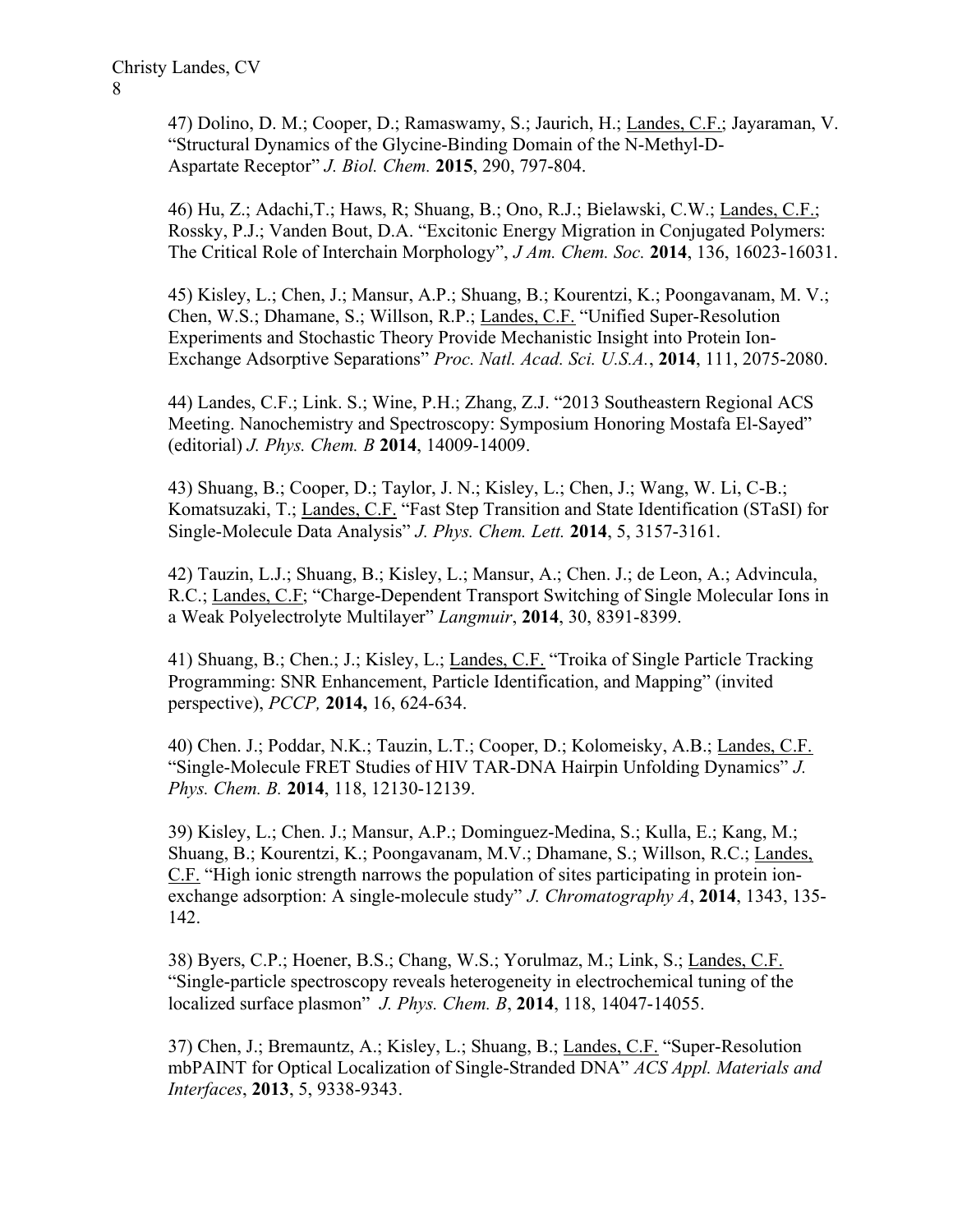47) Dolino, D. M.; Cooper, D.; Ramaswamy, S.; Jaurich, H.; Landes, C.F.; Jayaraman, V. "Structural Dynamics of the Glycine-Binding Domain of the N-Methyl-D-Aspartate Receptor" *J. Biol. Chem.* **2015**, 290, 797-804.

46) Hu, Z.; Adachi,T.; Haws, R; Shuang, B.; Ono, R.J.; Bielawski, C.W.; Landes, C.F.; Rossky, P.J.; Vanden Bout, D.A. "Excitonic Energy Migration in Conjugated Polymers: The Critical Role of Interchain Morphology", *J Am. Chem. Soc.* **2014**, 136, 16023-16031.

45) Kisley, L.; Chen, J.; Mansur, A.P.; Shuang, B.; Kourentzi, K.; Poongavanam, M. V.; Chen, W.S.; Dhamane, S.; Willson, R.P.; Landes, C.F. "Unified Super-Resolution Experiments and Stochastic Theory Provide Mechanistic Insight into Protein Ion-Exchange Adsorptive Separations" *Proc. Natl. Acad. Sci. U.S.A.*, **2014**, 111, 2075-2080.

44) Landes, C.F.; Link. S.; Wine, P.H.; Zhang, Z.J. "2013 Southeastern Regional ACS Meeting. Nanochemistry and Spectroscopy: Symposium Honoring Mostafa El-Sayed" (editorial) *J. Phys. Chem. B* **2014**, 14009-14009.

43) Shuang, B.; Cooper, D.; Taylor, J. N.; Kisley, L.; Chen, J.; Wang, W. Li, C-B.; Komatsuzaki, T.; Landes, C.F. "Fast Step Transition and State Identification (STaSI) for Single-Molecule Data Analysis" *J. Phys. Chem. Lett.* **2014**, 5, 3157-3161.

42) Tauzin, L.J.; Shuang, B.; Kisley, L.; Mansur, A.; Chen. J.; de Leon, A.; Advincula, R.C.; Landes, C.F; "Charge-Dependent Transport Switching of Single Molecular Ions in a Weak Polyelectrolyte Multilayer" *Langmuir*, **2014**, 30, 8391-8399.

41) Shuang, B.; Chen.; J.; Kisley, L.; Landes, C.F. "Troika of Single Particle Tracking Programming: SNR Enhancement, Particle Identification, and Mapping" (invited perspective), *PCCP,* **2014,** 16, 624-634.

40) Chen. J.; Poddar, N.K.; Tauzin, L.T.; Cooper, D.; Kolomeisky, A.B.; Landes, C.F. "Single-Molecule FRET Studies of HIV TAR-DNA Hairpin Unfolding Dynamics" *J. Phys. Chem. B.* **2014**, 118, 12130-12139.

39) Kisley, L.; Chen. J.; Mansur, A.P.; Dominguez-Medina, S.; Kulla, E.; Kang, M.; Shuang, B.; Kourentzi, K.; Poongavanam, M.V.; Dhamane, S.; Willson, R.C.; Landes, C.F. "High ionic strength narrows the population of sites participating in protein ion-exchange adsorption: A single-molecule study" *J. Chromatography A*, **2014**, 1343, 135-142.

38) Byers, C.P.; Hoener, B.S.; Chang, W.S.; Yorulmaz, M.; Link, S.; Landes, C.F. "Single-particle spectroscopy reveals heterogeneity in electrochemical tuning of the localized surface plasmon" *J. Phys. Chem. B*, **2014**, 118, 14047-14055.

37) Chen, J.; Bremauntz, A.; Kisley, L.; Shuang, B.; Landes, C.F. "Super-Resolution mbPAINT for Optical Localization of Single-Stranded DNA" *ACS Appl. Materials and Interfaces*, **2013**, 5, 9338-9343.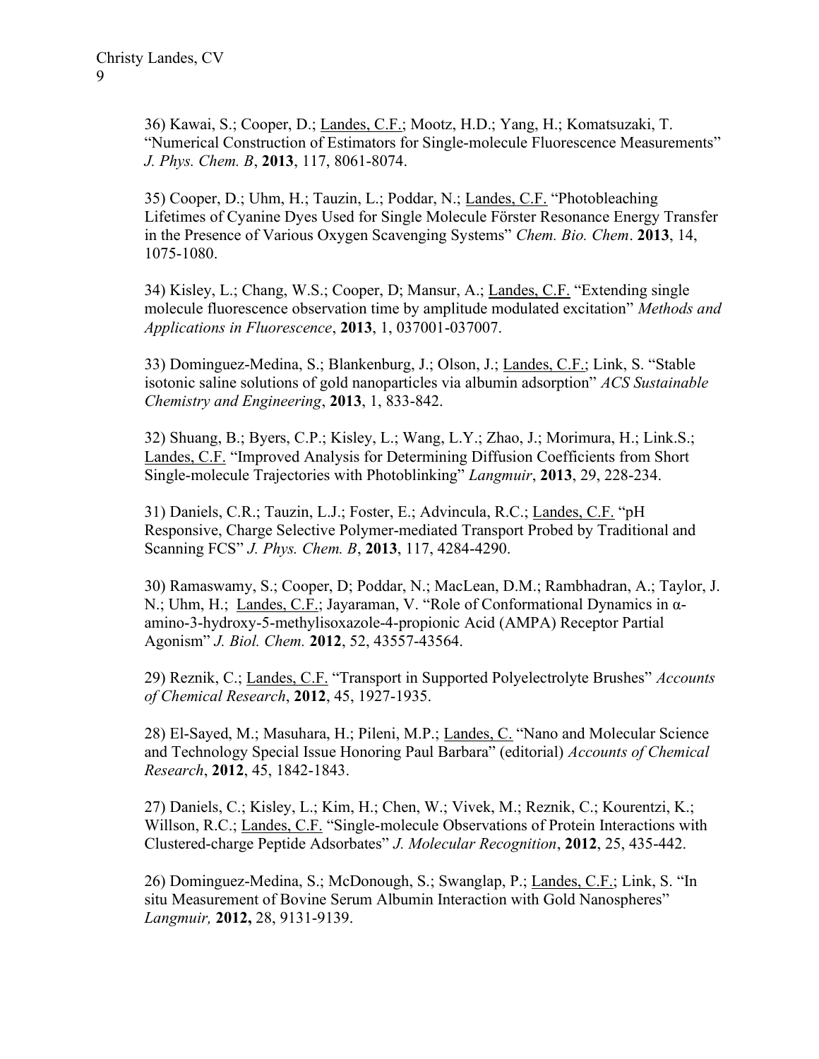36) Kawai, S.; Cooper, D.; Landes, C.F.; Mootz, H.D.; Yang, H.; Komatsuzaki, T. "Numerical Construction of Estimators for Single-molecule Fluorescence Measurements" *J. Phys. Chem. B*, **2013**, 117, 8061-8074.

35) Cooper, D.; Uhm, H.; Tauzin, L.; Poddar, N.; Landes, C.F. "Photobleaching Lifetimes of Cyanine Dyes Used for Single Molecule Förster Resonance Energy Transfer in the Presence of Various Oxygen Scavenging Systems" *Chem. Bio. Chem*. **2013**, 14, 1075-1080.

34) Kisley, L.; Chang, W.S.; Cooper, D; Mansur, A.; Landes, C.F. "Extending single molecule fluorescence observation time by amplitude modulated excitation" *Methods and Applications in Fluorescence*, **2013**, 1, 037001-037007.

33) Dominguez-Medina, S.; Blankenburg, J.; Olson, J.; Landes, C.F.; Link, S. "Stable isotonic saline solutions of gold nanoparticles via albumin adsorption" *ACS Sustainable Chemistry and Engineering*, **2013**, 1, 833-842.

32) Shuang, B.; Byers, C.P.; Kisley, L.; Wang, L.Y.; Zhao, J.; Morimura, H.; Link.S.; Landes, C.F. "Improved Analysis for Determining Diffusion Coefficients from Short Single-molecule Trajectories with Photoblinking" *Langmuir*, **2013**, 29, 228-234.

31) Daniels, C.R.; Tauzin, L.J.; Foster, E.; Advincula, R.C.; Landes, C.F. "pH Responsive, Charge Selective Polymer-mediated Transport Probed by Traditional and Scanning FCS" *J. Phys. Chem. B*, **2013**, 117, 4284-4290.

30) Ramaswamy, S.; Cooper, D; Poddar, N.; MacLean, D.M.; Rambhadran, A.; Taylor, J. N.; Uhm, H.; Landes, C.F.; Jayaraman, V. "Role of Conformational Dynamics in α-amino-3-hydroxy-5-methylisoxazole-4-propionic Acid (AMPA) Receptor Partial Agonism" *J. Biol. Chem.* **2012**, 52, 43557-43564.

29) Reznik, C.; Landes, C.F. "Transport in Supported Polyelectrolyte Brushes" *Accounts of Chemical Research*, **2012**, 45, 1927-1935.

28) El-Sayed, M.; Masuhara, H.; Pileni, M.P.; Landes, C. "Nano and Molecular Science and Technology Special Issue Honoring Paul Barbara" (editorial) *Accounts of Chemical Research*, **2012**, 45, 1842-1843.

27) Daniels, C.; Kisley, L.; Kim, H.; Chen, W.; Vivek, M.; Reznik, C.; Kourentzi, K.; Willson, R.C.; Landes, C.F. "Single-molecule Observations of Protein Interactions with Clustered-charge Peptide Adsorbates" *J. Molecular Recognition*, **2012**, 25, 435-442.

26) Dominguez-Medina, S.; McDonough, S.; Swanglap, P.; Landes, C.F.; Link, S. "In situ Measurement of Bovine Serum Albumin Interaction with Gold Nanospheres" *Langmuir,* **2012,** 28, 9131-9139.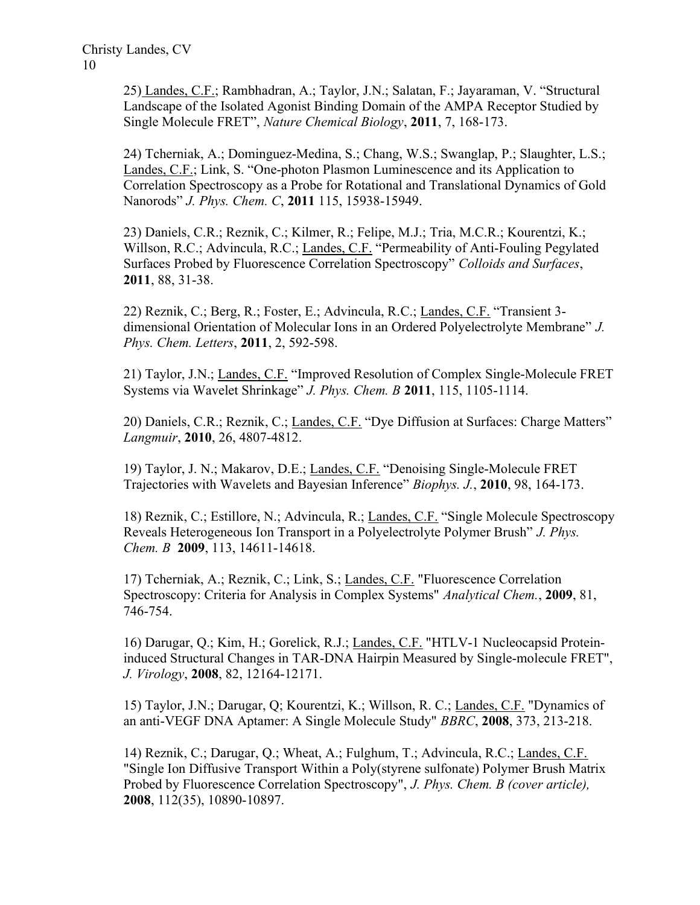25) Landes, C.F.; Rambhadran, A.; Taylor, J.N.; Salatan, F.; Jayaraman, V. “Structural Landscape of the Isolated Agonist Binding Domain of the AMPA Receptor Studied by Single Molecule FRET”, *Nature Chemical Biology*, **2011**, 7, 168-173.

24) Tcherniak, A.; Dominguez-Medina, S.; Chang, W.S.; Swanglap, P.; Slaughter, L.S.; Landes, C.F.; Link, S. “One-photon Plasmon Luminescence and its Application to Correlation Spectroscopy as a Probe for Rotational and Translational Dynamics of Gold Nanorods” *J. Phys. Chem. C*, **2011** 115, 15938-15949.

23) Daniels, C.R.; Reznik, C.; Kilmer, R.; Felipe, M.J.; Tria, M.C.R.; Kourentzi, K.; Willson, R.C.; Advincula, R.C.; Landes, C.F. “Permeability of Anti-Fouling Pegylated Surfaces Probed by Fluorescence Correlation Spectroscopy” *Colloids and Surfaces*, **2011**, 88, 31-38.

22) Reznik, C.; Berg, R.; Foster, E.; Advincula, R.C.; Landes, C.F. “Transient 3-dimensional Orientation of Molecular Ions in an Ordered Polyelectrolyte Membrane” *J. Phys. Chem. Letters*, **2011**, 2, 592-598.

21) Taylor, J.N.; Landes, C.F. “Improved Resolution of Complex Single-Molecule FRET Systems via Wavelet Shrinkage” *J. Phys. Chem. B* **2011**, 115, 1105-1114.

20) Daniels, C.R.; Reznik, C.; Landes, C.F. “Dye Diffusion at Surfaces: Charge Matters” *Langmuir*, **2010**, 26, 4807-4812.

19) Taylor, J. N.; Makarov, D.E.; Landes, C.F. “Denoising Single-Molecule FRET Trajectories with Wavelets and Bayesian Inference” *Biophys. J.*, **2010**, 98, 164-173.

18) Reznik, C.; Estillore, N.; Advincula, R.; Landes, C.F. “Single Molecule Spectroscopy Reveals Heterogeneous Ion Transport in a Polyelectrolyte Polymer Brush” *J. Phys. Chem. B* **2009**, 113, 14611-14618.

17) Tcherniak, A.; Reznik, C.; Link, S.; Landes, C.F. "Fluorescence Correlation Spectroscopy: Criteria for Analysis in Complex Systems" *Analytical Chem.*, **2009**, 81, 746-754.

16) Darugar, Q.; Kim, H.; Gorelick, R.J.; Landes, C.F. "HTLV-1 Nucleocapsid Protein-induced Structural Changes in TAR-DNA Hairpin Measured by Single-molecule FRET", *J. Virology*, **2008**, 82, 12164-12171.

15) Taylor, J.N.; Darugar, Q; Kourentzi, K.; Willson, R. C.; Landes, C.F. "Dynamics of an anti-VEGF DNA Aptamer: A Single Molecule Study" *BBRC*, **2008**, 373, 213-218.

14) Reznik, C.; Darugar, Q.; Wheat, A.; Fulghum, T.; Advincula, R.C.; Landes, C.F. "Single Ion Diffusive Transport Within a Poly(styrene sulfonate) Polymer Brush Matrix Probed by Fluorescence Correlation Spectroscopy", *J. Phys. Chem. B (cover article),* **2008**, 112(35), 10890-10897.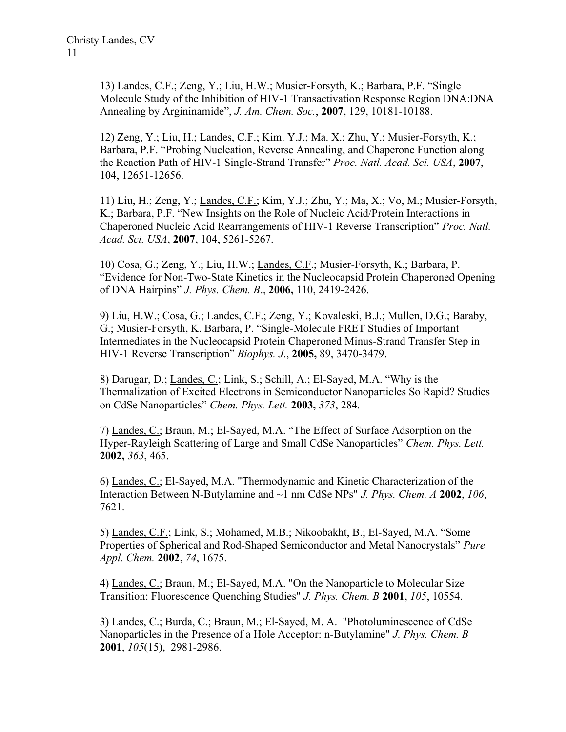13) <u>Landes, C.F.</u>; Zeng, Y.; Liu, H.W.; Musier-Forsyth, K.; Barbara, P.F. "Single Molecule Study of the Inhibition of HIV-1 Transactivation Response Region DNA:DNA Annealing by Argininamide", *J. Am. Chem. Soc.*, **2007**, 129, 10181-10188.

12) Zeng, Y.; Liu, H.; <u>Landes, C.F.</u>; Kim. Y.J.; Ma. X.; Zhu, Y.; Musier-Forsyth, K.; Barbara, P.F. "Probing Nucleation, Reverse Annealing, and Chaperone Function along the Reaction Path of HIV-1 Single-Strand Transfer" *Proc. Natl. Acad. Sci. USA*, **2007**, 104, 12651-12656.

11) Liu, H.; Zeng, Y.; <u>Landes, C.F.</u>; Kim, Y.J.; Zhu, Y.; Ma, X.; Vo, M.; Musier-Forsyth, K.; Barbara, P.F. "New Insights on the Role of Nucleic Acid/Protein Interactions in Chaperoned Nucleic Acid Rearrangements of HIV-1 Reverse Transcription" *Proc. Natl. Acad. Sci. USA*, **2007**, 104, 5261-5267.

10) Cosa, G.; Zeng, Y.; Liu, H.W.; <u>Landes, C.F.</u>; Musier-Forsyth, K.; Barbara, P. "Evidence for Non-Two-State Kinetics in the Nucleocapsid Protein Chaperoned Opening of DNA Hairpins" *J. Phys. Chem. B*., **2006,** 110, 2419-2426.

9) Liu, H.W.; Cosa, G.; <u>Landes, C.F.</u>; Zeng, Y.; Kovaleski, B.J.; Mullen, D.G.; Baraby, G.; Musier-Forsyth, K. Barbara, P. "Single-Molecule FRET Studies of Important Intermediates in the Nucleocapsid Protein Chaperoned Minus-Strand Transfer Step in HIV-1 Reverse Transcription" *Biophys. J*., **2005,** 89, 3470-3479.

8) Darugar, D.; <u>Landes, C.</u>; Link, S.; Schill, A.; El-Sayed, M.A. "Why is the Thermalization of Excited Electrons in Semiconductor Nanoparticles So Rapid? Studies on CdSe Nanoparticles" *Chem. Phys. Lett.* **2003,** *373*, 284*.*

7) <u>Landes, C.</u>; Braun, M.; El-Sayed, M.A. "The Effect of Surface Adsorption on the Hyper-Rayleigh Scattering of Large and Small CdSe Nanoparticles" *Chem. Phys. Lett.* **2002,** *363*, 465.

6) <u>Landes, C.</u>; El-Sayed, M.A. "Thermodynamic and Kinetic Characterization of the Interaction Between N-Butylamine and ~1 nm CdSe NPs" *J. Phys. Chem. A* **2002**, *106*, 7621.

5) <u>Landes, C.F.</u>; Link, S.; Mohamed, M.B.; Nikoobakht, B.; El-Sayed, M.A. "Some Properties of Spherical and Rod-Shaped Semiconductor and Metal Nanocrystals" *Pure Appl. Chem.* **2002**, *74*, 1675.

4) <u>Landes, C.</u>; Braun, M.; El-Sayed, M.A. "On the Nanoparticle to Molecular Size Transition: Fluorescence Quenching Studies" *J. Phys. Chem. B* **2001**, *105*, 10554.

3) <u>Landes, C.</u>; Burda, C.; Braun, M.; El-Sayed, M. A. "Photoluminescence of CdSe Nanoparticles in the Presence of a Hole Acceptor: n-Butylamine" *J. Phys. Chem. B* **2001**, *105*(15), 2981-2986.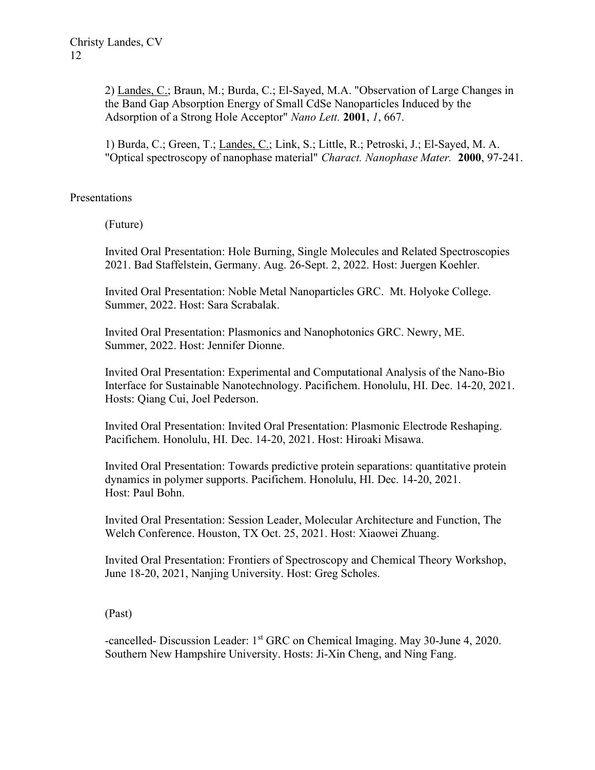2) <u>Landes, C.</u>; Braun, M.; Burda, C.; El-Sayed, M.A. "Observation of Large Changes in the Band Gap Absorption Energy of Small CdSe Nanoparticles Induced by the Adsorption of a Strong Hole Acceptor" *Nano Lett.* **2001**, *1*, 667.

1) Burda, C.; Green, T.; <u>Landes, C.</u>; Link, S.; Little, R.; Petroski, J.; El-Sayed, M. A. "Optical spectroscopy of nanophase material" *Charact. Nanophase Mater.* **2000**, 97-241.

## Presentations

(Future)

Invited Oral Presentation: Hole Burning, Single Molecules and Related Spectroscopies 2021. Bad Staffelstein, Germany. Aug. 26-Sept. 2, 2022. Host: Juergen Koehler.

Invited Oral Presentation: Noble Metal Nanoparticles GRC. Mt. Holyoke College. Summer, 2022. Host: Sara Scrabalak.

Invited Oral Presentation: Plasmonics and Nanophotonics GRC. Newry, ME. Summer, 2022. Host: Jennifer Dionne.

Invited Oral Presentation: Experimental and Computational Analysis of the Nano-Bio Interface for Sustainable Nanotechnology. Pacifichem. Honolulu, HI. Dec. 14-20, 2021. Hosts: Qiang Cui, Joel Pederson.

Invited Oral Presentation: Invited Oral Presentation: Plasmonic Electrode Reshaping. Pacifichem. Honolulu, HI. Dec. 14-20, 2021. Host: Hiroaki Misawa.

Invited Oral Presentation: Towards predictive protein separations: quantitative protein dynamics in polymer supports. Pacifichem. Honolulu, HI. Dec. 14-20, 2021. Host: Paul Bohn.

Invited Oral Presentation: Session Leader, Molecular Architecture and Function, The Welch Conference. Houston, TX Oct. 25, 2021. Host: Xiaowei Zhuang.

Invited Oral Presentation: Frontiers of Spectroscopy and Chemical Theory Workshop, June 18-20, 2021, Nanjing University. Host: Greg Scholes.

(Past)

-cancelled- Discussion Leader: 1st GRC on Chemical Imaging. May 30-June 4, 2020. Southern New Hampshire University. Hosts: Ji-Xin Cheng, and Ning Fang.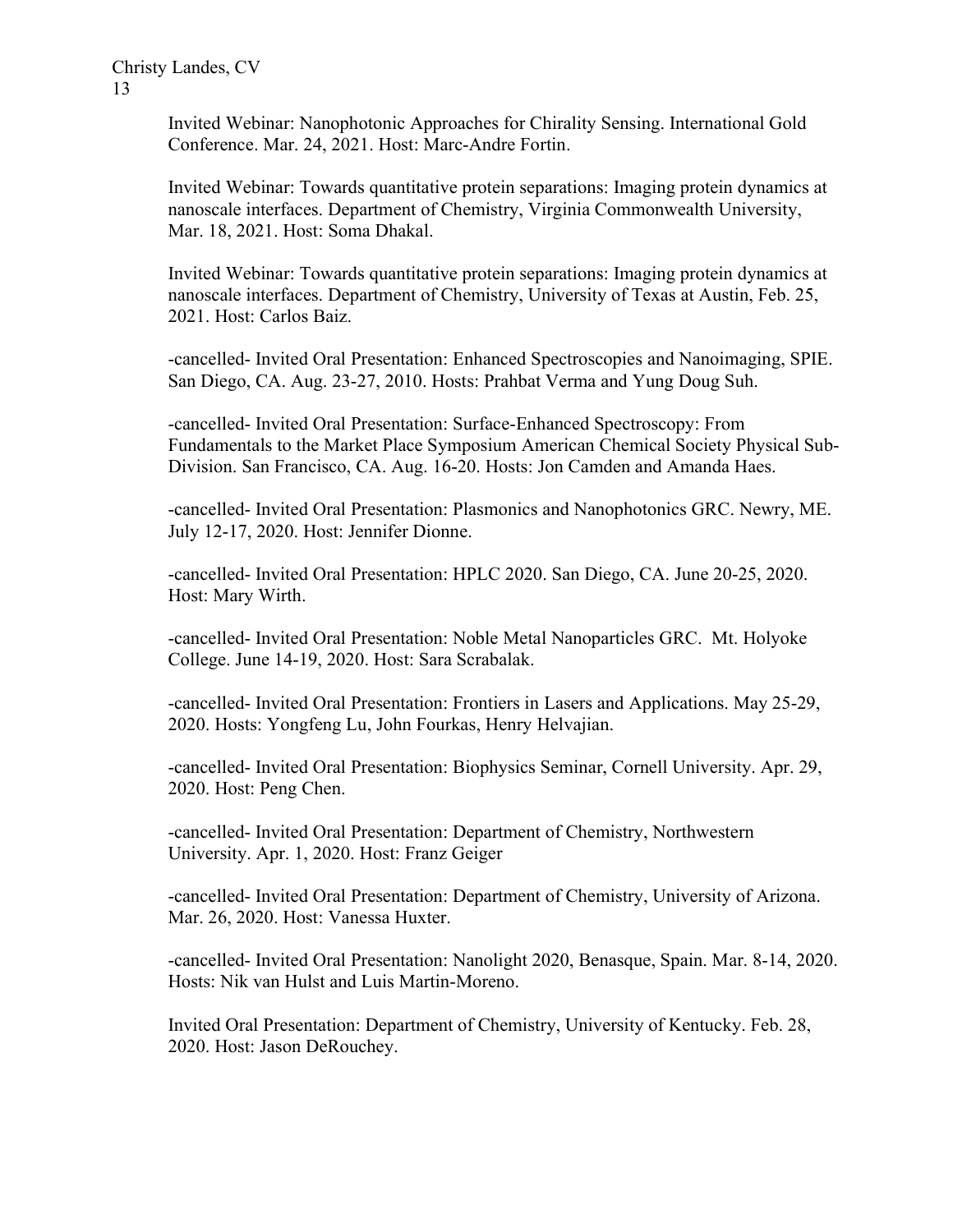Invited Webinar: Nanophotonic Approaches for Chirality Sensing. International Gold Conference. Mar. 24, 2021. Host: Marc-Andre Fortin.

Invited Webinar: Towards quantitative protein separations: Imaging protein dynamics at nanoscale interfaces. Department of Chemistry, Virginia Commonwealth University, Mar. 18, 2021. Host: Soma Dhakal.

Invited Webinar: Towards quantitative protein separations: Imaging protein dynamics at nanoscale interfaces. Department of Chemistry, University of Texas at Austin, Feb. 25, 2021. Host: Carlos Baiz.

-cancelled- Invited Oral Presentation: Enhanced Spectroscopies and Nanoimaging, SPIE. San Diego, CA. Aug. 23-27, 2010. Hosts: Prahbat Verma and Yung Doug Suh.

-cancelled- Invited Oral Presentation: Surface-Enhanced Spectroscopy: From Fundamentals to the Market Place Symposium American Chemical Society Physical Sub-Division. San Francisco, CA. Aug. 16-20. Hosts: Jon Camden and Amanda Haes.

-cancelled- Invited Oral Presentation: Plasmonics and Nanophotonics GRC. Newry, ME. July 12-17, 2020. Host: Jennifer Dionne.

-cancelled- Invited Oral Presentation: HPLC 2020. San Diego, CA. June 20-25, 2020. Host: Mary Wirth.

-cancelled- Invited Oral Presentation: Noble Metal Nanoparticles GRC. Mt. Holyoke College. June 14-19, 2020. Host: Sara Scrabalak.

-cancelled- Invited Oral Presentation: Frontiers in Lasers and Applications. May 25-29, 2020. Hosts: Yongfeng Lu, John Fourkas, Henry Helvajian.

-cancelled- Invited Oral Presentation: Biophysics Seminar, Cornell University. Apr. 29, 2020. Host: Peng Chen.

-cancelled- Invited Oral Presentation: Department of Chemistry, Northwestern University. Apr. 1, 2020. Host: Franz Geiger

-cancelled- Invited Oral Presentation: Department of Chemistry, University of Arizona. Mar. 26, 2020. Host: Vanessa Huxter.

-cancelled- Invited Oral Presentation: Nanolight 2020, Benasque, Spain. Mar. 8-14, 2020. Hosts: Nik van Hulst and Luis Martin-Moreno.

Invited Oral Presentation: Department of Chemistry, University of Kentucky. Feb. 28, 2020. Host: Jason DeRouchey.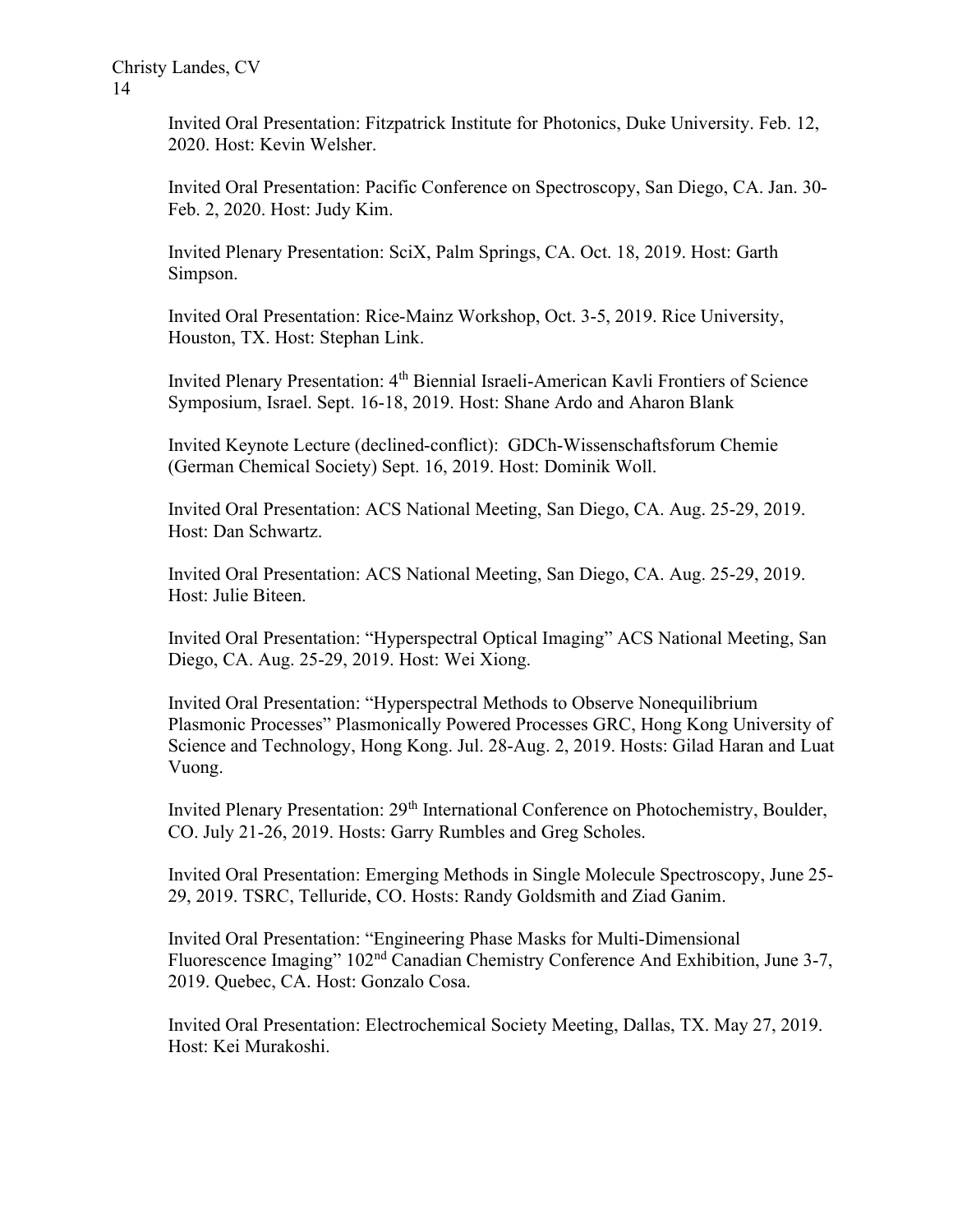Invited Oral Presentation: Fitzpatrick Institute for Photonics, Duke University. Feb. 12, 2020. Host: Kevin Welsher.

Invited Oral Presentation: Pacific Conference on Spectroscopy, San Diego, CA. Jan. 30-Feb. 2, 2020. Host: Judy Kim.

Invited Plenary Presentation: SciX, Palm Springs, CA. Oct. 18, 2019. Host: Garth Simpson.

Invited Oral Presentation: Rice-Mainz Workshop, Oct. 3-5, 2019. Rice University, Houston, TX. Host: Stephan Link.

Invited Plenary Presentation: 4th Biennial Israeli-American Kavli Frontiers of Science Symposium, Israel. Sept. 16-18, 2019. Host: Shane Ardo and Aharon Blank

Invited Keynote Lecture (declined-conflict): GDCh-Wissenschaftsforum Chemie (German Chemical Society) Sept. 16, 2019. Host: Dominik Woll.

Invited Oral Presentation: ACS National Meeting, San Diego, CA. Aug. 25-29, 2019. Host: Dan Schwartz.

Invited Oral Presentation: ACS National Meeting, San Diego, CA. Aug. 25-29, 2019. Host: Julie Biteen.

Invited Oral Presentation: "Hyperspectral Optical Imaging" ACS National Meeting, San Diego, CA. Aug. 25-29, 2019. Host: Wei Xiong.

Invited Oral Presentation: "Hyperspectral Methods to Observe Nonequilibrium Plasmonic Processes" Plasmonically Powered Processes GRC, Hong Kong University of Science and Technology, Hong Kong. Jul. 28-Aug. 2, 2019. Hosts: Gilad Haran and Luat Vuong.

Invited Plenary Presentation: 29th International Conference on Photochemistry, Boulder, CO. July 21-26, 2019. Hosts: Garry Rumbles and Greg Scholes.

Invited Oral Presentation: Emerging Methods in Single Molecule Spectroscopy, June 25-29, 2019. TSRC, Telluride, CO. Hosts: Randy Goldsmith and Ziad Ganim.

Invited Oral Presentation: "Engineering Phase Masks for Multi-Dimensional Fluorescence Imaging" 102nd Canadian Chemistry Conference And Exhibition, June 3-7, 2019. Quebec, CA. Host: Gonzalo Cosa.

Invited Oral Presentation: Electrochemical Society Meeting, Dallas, TX. May 27, 2019. Host: Kei Murakoshi.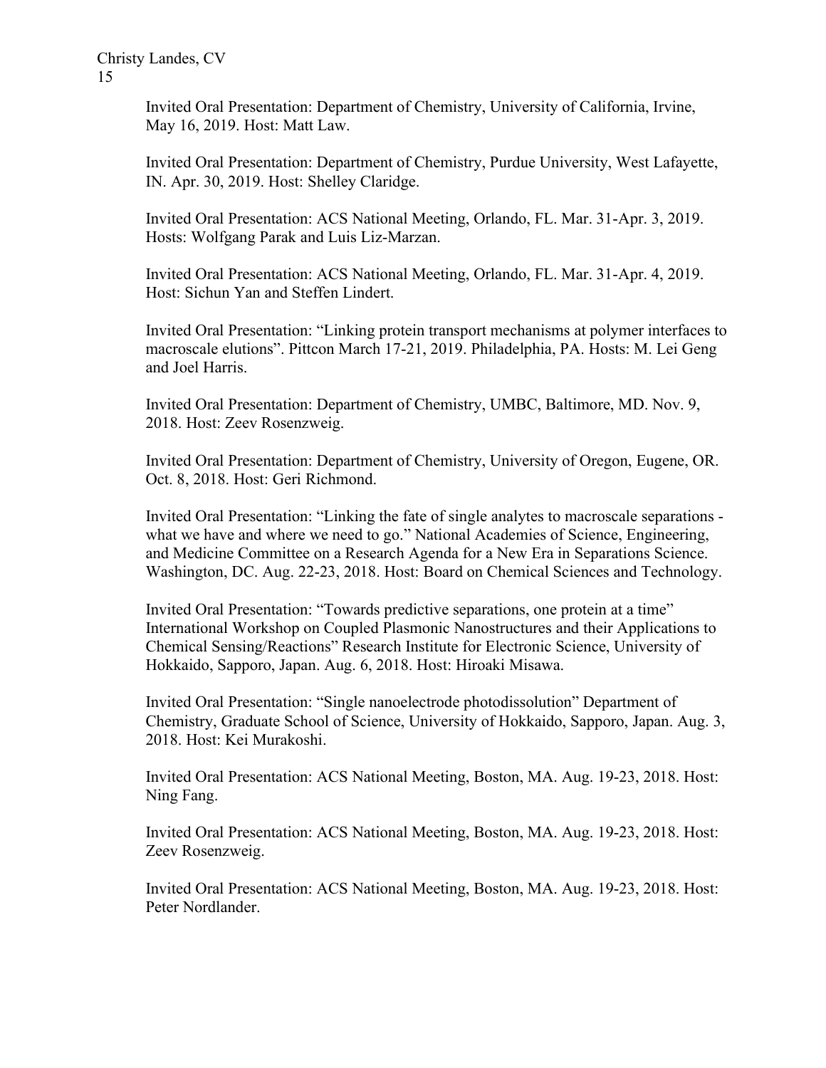Invited Oral Presentation: Department of Chemistry, University of California, Irvine, May 16, 2019. Host: Matt Law.

Invited Oral Presentation: Department of Chemistry, Purdue University, West Lafayette, IN. Apr. 30, 2019. Host: Shelley Claridge.

Invited Oral Presentation: ACS National Meeting, Orlando, FL. Mar. 31-Apr. 3, 2019. Hosts: Wolfgang Parak and Luis Liz-Marzan.

Invited Oral Presentation: ACS National Meeting, Orlando, FL. Mar. 31-Apr. 4, 2019. Host: Sichun Yan and Steffen Lindert.

Invited Oral Presentation: "Linking protein transport mechanisms at polymer interfaces to macroscale elutions". Pittcon March 17-21, 2019. Philadelphia, PA. Hosts: M. Lei Geng and Joel Harris.

Invited Oral Presentation: Department of Chemistry, UMBC, Baltimore, MD. Nov. 9, 2018. Host: Zeev Rosenzweig.

Invited Oral Presentation: Department of Chemistry, University of Oregon, Eugene, OR. Oct. 8, 2018. Host: Geri Richmond.

Invited Oral Presentation: "Linking the fate of single analytes to macroscale separations - what we have and where we need to go." National Academies of Science, Engineering, and Medicine Committee on a Research Agenda for a New Era in Separations Science. Washington, DC. Aug. 22-23, 2018. Host: Board on Chemical Sciences and Technology.

Invited Oral Presentation: "Towards predictive separations, one protein at a time" International Workshop on Coupled Plasmonic Nanostructures and their Applications to Chemical Sensing/Reactions" Research Institute for Electronic Science, University of Hokkaido, Sapporo, Japan. Aug. 6, 2018. Host: Hiroaki Misawa.

Invited Oral Presentation: "Single nanoelectrode photodissolution" Department of Chemistry, Graduate School of Science, University of Hokkaido, Sapporo, Japan. Aug. 3, 2018. Host: Kei Murakoshi.

Invited Oral Presentation: ACS National Meeting, Boston, MA. Aug. 19-23, 2018. Host: Ning Fang.

Invited Oral Presentation: ACS National Meeting, Boston, MA. Aug. 19-23, 2018. Host: Zeev Rosenzweig.

Invited Oral Presentation: ACS National Meeting, Boston, MA. Aug. 19-23, 2018. Host: Peter Nordlander.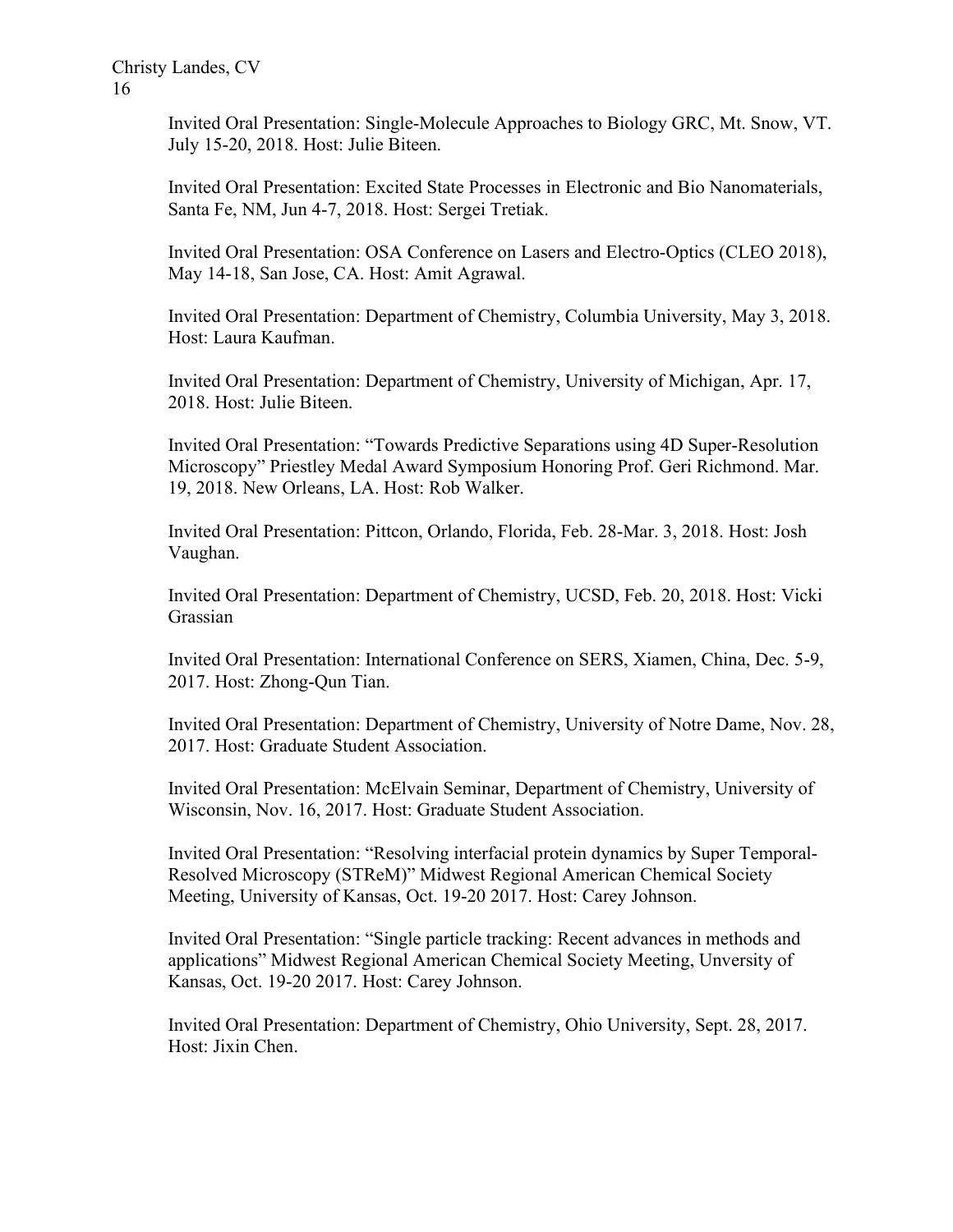Invited Oral Presentation: Single-Molecule Approaches to Biology GRC, Mt. Snow, VT. July 15-20, 2018. Host: Julie Biteen.

Invited Oral Presentation: Excited State Processes in Electronic and Bio Nanomaterials, Santa Fe, NM, Jun 4-7, 2018. Host: Sergei Tretiak.

Invited Oral Presentation: OSA Conference on Lasers and Electro-Optics (CLEO 2018), May 14-18, San Jose, CA. Host: Amit Agrawal.

Invited Oral Presentation: Department of Chemistry, Columbia University, May 3, 2018. Host: Laura Kaufman.

Invited Oral Presentation: Department of Chemistry, University of Michigan, Apr. 17, 2018. Host: Julie Biteen.

Invited Oral Presentation: "Towards Predictive Separations using 4D Super-Resolution Microscopy" Priestley Medal Award Symposium Honoring Prof. Geri Richmond. Mar. 19, 2018. New Orleans, LA. Host: Rob Walker.

Invited Oral Presentation: Pittcon, Orlando, Florida, Feb. 28-Mar. 3, 2018. Host: Josh Vaughan.

Invited Oral Presentation: Department of Chemistry, UCSD, Feb. 20, 2018. Host: Vicki Grassian

Invited Oral Presentation: International Conference on SERS, Xiamen, China, Dec. 5-9, 2017. Host: Zhong-Qun Tian.

Invited Oral Presentation: Department of Chemistry, University of Notre Dame, Nov. 28, 2017. Host: Graduate Student Association.

Invited Oral Presentation: McElvain Seminar, Department of Chemistry, University of Wisconsin, Nov. 16, 2017. Host: Graduate Student Association.

Invited Oral Presentation: "Resolving interfacial protein dynamics by Super Temporal-Resolved Microscopy (STReM)" Midwest Regional American Chemical Society Meeting, University of Kansas, Oct. 19-20 2017. Host: Carey Johnson.

Invited Oral Presentation: "Single particle tracking: Recent advances in methods and applications" Midwest Regional American Chemical Society Meeting, Unversity of Kansas, Oct. 19-20 2017. Host: Carey Johnson.

Invited Oral Presentation: Department of Chemistry, Ohio University, Sept. 28, 2017. Host: Jixin Chen.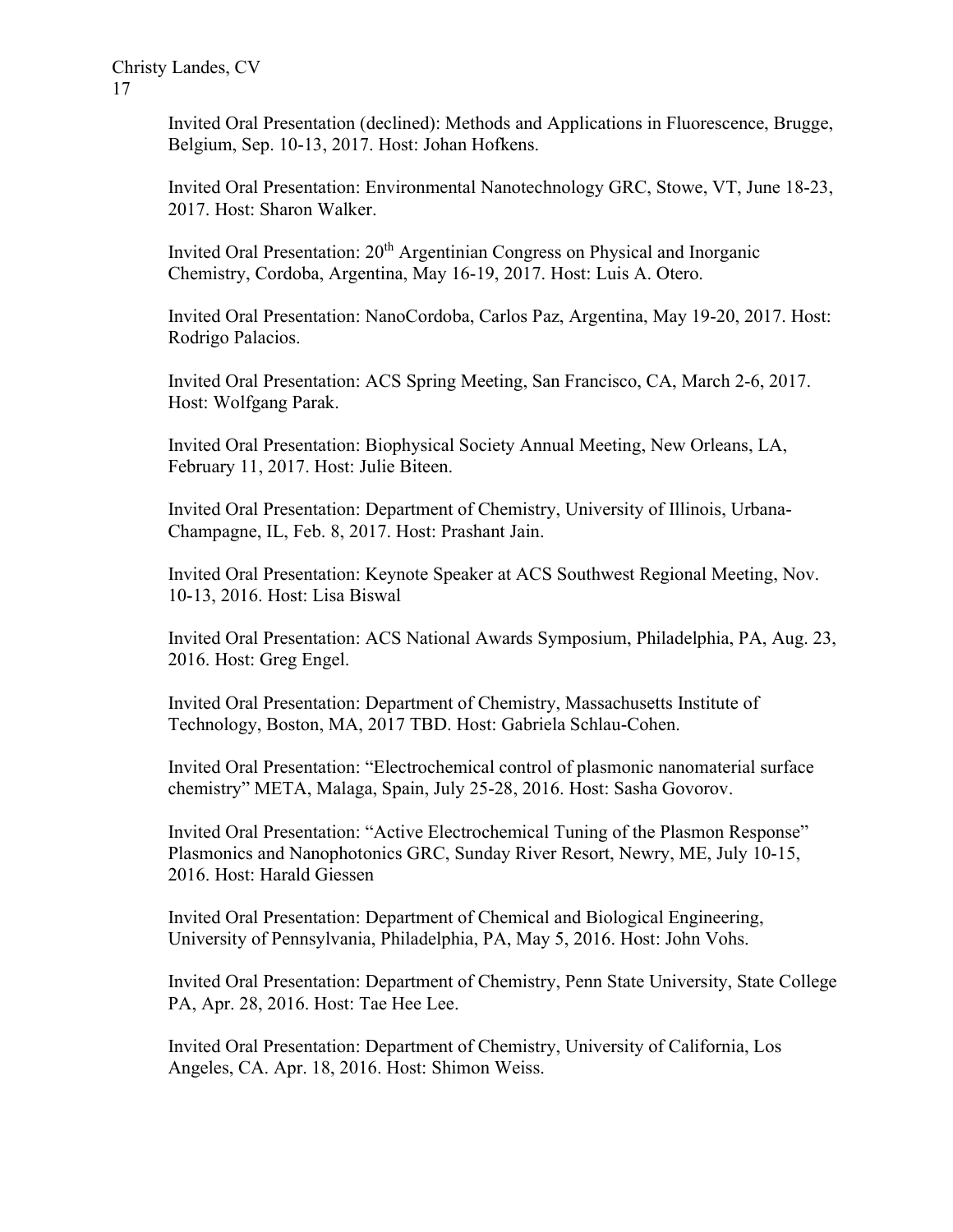Invited Oral Presentation (declined): Methods and Applications in Fluorescence, Brugge, Belgium, Sep. 10-13, 2017. Host: Johan Hofkens.

Invited Oral Presentation: Environmental Nanotechnology GRC, Stowe, VT, June 18-23, 2017. Host: Sharon Walker.

Invited Oral Presentation: 20th Argentinian Congress on Physical and Inorganic Chemistry, Cordoba, Argentina, May 16-19, 2017. Host: Luis A. Otero.

Invited Oral Presentation: NanoCordoba, Carlos Paz, Argentina, May 19-20, 2017. Host: Rodrigo Palacios.

Invited Oral Presentation: ACS Spring Meeting, San Francisco, CA, March 2-6, 2017. Host: Wolfgang Parak.

Invited Oral Presentation: Biophysical Society Annual Meeting, New Orleans, LA, February 11, 2017. Host: Julie Biteen.

Invited Oral Presentation: Department of Chemistry, University of Illinois, Urbana-Champagne, IL, Feb. 8, 2017. Host: Prashant Jain.

Invited Oral Presentation: Keynote Speaker at ACS Southwest Regional Meeting, Nov. 10-13, 2016. Host: Lisa Biswal

Invited Oral Presentation: ACS National Awards Symposium, Philadelphia, PA, Aug. 23, 2016. Host: Greg Engel.

Invited Oral Presentation: Department of Chemistry, Massachusetts Institute of Technology, Boston, MA, 2017 TBD. Host: Gabriela Schlau-Cohen.

Invited Oral Presentation: "Electrochemical control of plasmonic nanomaterial surface chemistry" META, Malaga, Spain, July 25-28, 2016. Host: Sasha Govorov.

Invited Oral Presentation: "Active Electrochemical Tuning of the Plasmon Response" Plasmonics and Nanophotonics GRC, Sunday River Resort, Newry, ME, July 10-15, 2016. Host: Harald Giessen

Invited Oral Presentation: Department of Chemical and Biological Engineering, University of Pennsylvania, Philadelphia, PA, May 5, 2016. Host: John Vohs.

Invited Oral Presentation: Department of Chemistry, Penn State University, State College PA, Apr. 28, 2016. Host: Tae Hee Lee.

Invited Oral Presentation: Department of Chemistry, University of California, Los Angeles, CA. Apr. 18, 2016. Host: Shimon Weiss.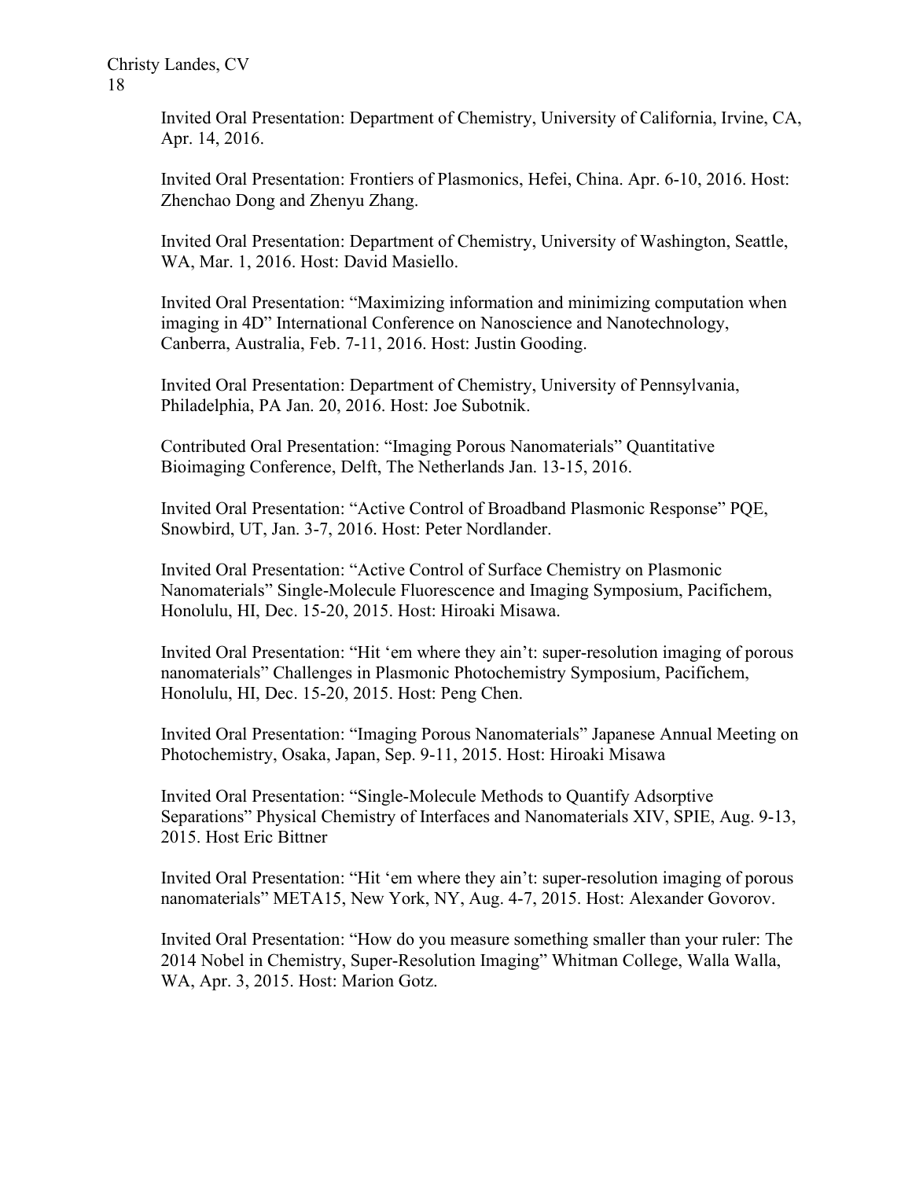Invited Oral Presentation: Department of Chemistry, University of California, Irvine, CA, Apr. 14, 2016.

Invited Oral Presentation: Frontiers of Plasmonics, Hefei, China. Apr. 6-10, 2016. Host: Zhenchao Dong and Zhenyu Zhang.

Invited Oral Presentation: Department of Chemistry, University of Washington, Seattle, WA, Mar. 1, 2016. Host: David Masiello.

Invited Oral Presentation: "Maximizing information and minimizing computation when imaging in 4D" International Conference on Nanoscience and Nanotechnology, Canberra, Australia, Feb. 7-11, 2016. Host: Justin Gooding.

Invited Oral Presentation: Department of Chemistry, University of Pennsylvania, Philadelphia, PA Jan. 20, 2016. Host: Joe Subotnik.

Contributed Oral Presentation: "Imaging Porous Nanomaterials" Quantitative Bioimaging Conference, Delft, The Netherlands Jan. 13-15, 2016.

Invited Oral Presentation: "Active Control of Broadband Plasmonic Response" PQE, Snowbird, UT, Jan. 3-7, 2016. Host: Peter Nordlander.

Invited Oral Presentation: "Active Control of Surface Chemistry on Plasmonic Nanomaterials" Single-Molecule Fluorescence and Imaging Symposium, Pacifichem, Honolulu, HI, Dec. 15-20, 2015. Host: Hiroaki Misawa.

Invited Oral Presentation: "Hit 'em where they ain't: super-resolution imaging of porous nanomaterials" Challenges in Plasmonic Photochemistry Symposium, Pacifichem, Honolulu, HI, Dec. 15-20, 2015. Host: Peng Chen.

Invited Oral Presentation: "Imaging Porous Nanomaterials" Japanese Annual Meeting on Photochemistry, Osaka, Japan, Sep. 9-11, 2015. Host: Hiroaki Misawa

Invited Oral Presentation: "Single-Molecule Methods to Quantify Adsorptive Separations" Physical Chemistry of Interfaces and Nanomaterials XIV, SPIE, Aug. 9-13, 2015. Host Eric Bittner

Invited Oral Presentation: "Hit 'em where they ain't: super-resolution imaging of porous nanomaterials" META15, New York, NY, Aug. 4-7, 2015. Host: Alexander Govorov.

Invited Oral Presentation: "How do you measure something smaller than your ruler: The 2014 Nobel in Chemistry, Super-Resolution Imaging" Whitman College, Walla Walla, WA, Apr. 3, 2015. Host: Marion Gotz.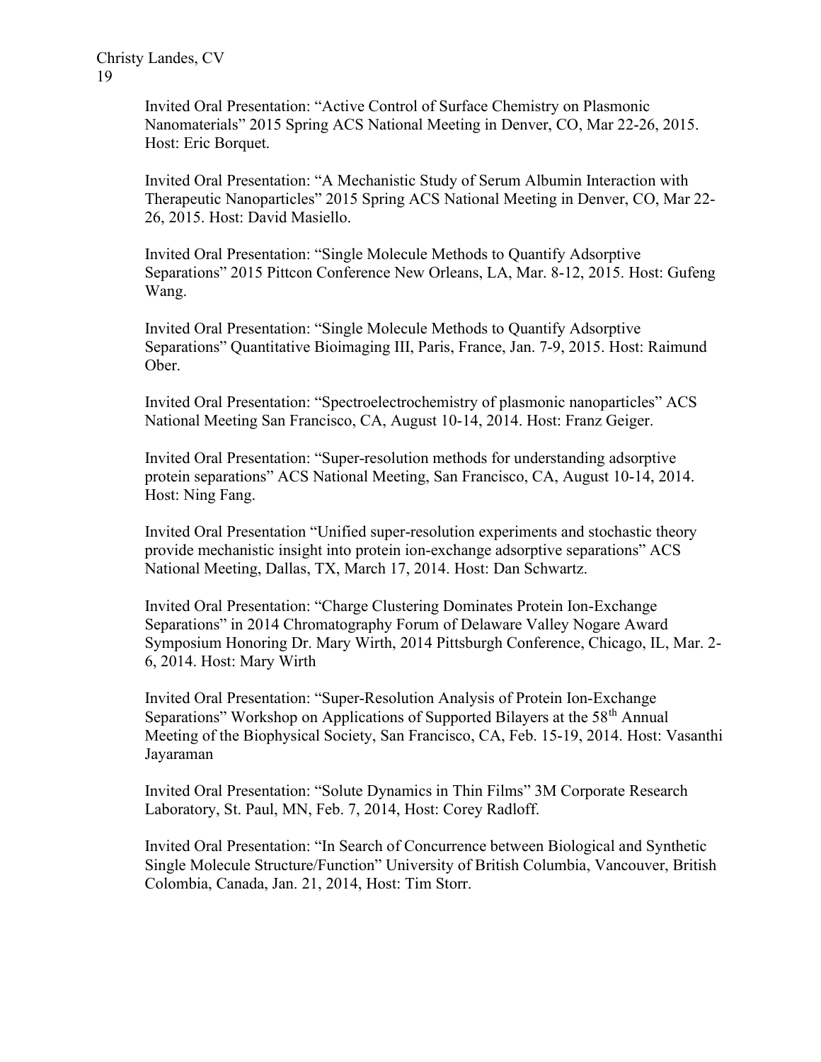Invited Oral Presentation: "Active Control of Surface Chemistry on Plasmonic Nanomaterials" 2015 Spring ACS National Meeting in Denver, CO, Mar 22-26, 2015. Host: Eric Borquet.

Invited Oral Presentation: "A Mechanistic Study of Serum Albumin Interaction with Therapeutic Nanoparticles" 2015 Spring ACS National Meeting in Denver, CO, Mar 22-26, 2015. Host: David Masiello.

Invited Oral Presentation: "Single Molecule Methods to Quantify Adsorptive Separations" 2015 Pittcon Conference New Orleans, LA, Mar. 8-12, 2015. Host: Gufeng Wang.

Invited Oral Presentation: "Single Molecule Methods to Quantify Adsorptive Separations" Quantitative Bioimaging III, Paris, France, Jan. 7-9, 2015. Host: Raimund Ober.

Invited Oral Presentation: "Spectroelectrochemistry of plasmonic nanoparticles" ACS National Meeting San Francisco, CA, August 10-14, 2014. Host: Franz Geiger.

Invited Oral Presentation: "Super-resolution methods for understanding adsorptive protein separations" ACS National Meeting, San Francisco, CA, August 10-14, 2014. Host: Ning Fang.

Invited Oral Presentation "Unified super-resolution experiments and stochastic theory provide mechanistic insight into protein ion-exchange adsorptive separations" ACS National Meeting, Dallas, TX, March 17, 2014. Host: Dan Schwartz.

Invited Oral Presentation: "Charge Clustering Dominates Protein Ion-Exchange Separations" in 2014 Chromatography Forum of Delaware Valley Nogare Award Symposium Honoring Dr. Mary Wirth, 2014 Pittsburgh Conference, Chicago, IL, Mar. 2-6, 2014. Host: Mary Wirth

Invited Oral Presentation: "Super-Resolution Analysis of Protein Ion-Exchange Separations" Workshop on Applications of Supported Bilayers at the 58th Annual Meeting of the Biophysical Society, San Francisco, CA, Feb. 15-19, 2014. Host: Vasanthi Jayaraman

Invited Oral Presentation: "Solute Dynamics in Thin Films" 3M Corporate Research Laboratory, St. Paul, MN, Feb. 7, 2014, Host: Corey Radloff.

Invited Oral Presentation: "In Search of Concurrence between Biological and Synthetic Single Molecule Structure/Function" University of British Columbia, Vancouver, British Colombia, Canada, Jan. 21, 2014, Host: Tim Storr.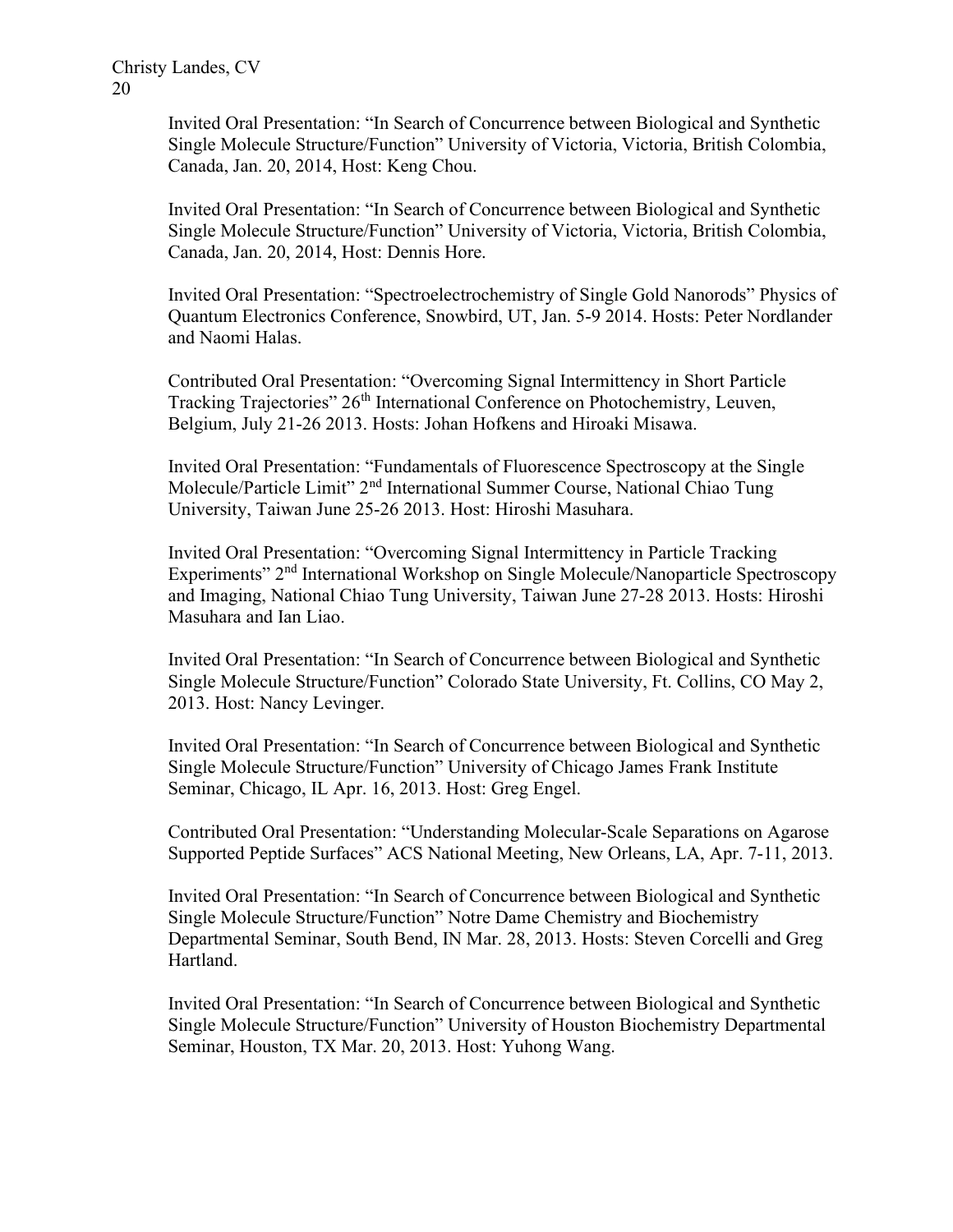Invited Oral Presentation: "In Search of Concurrence between Biological and Synthetic Single Molecule Structure/Function" University of Victoria, Victoria, British Colombia, Canada, Jan. 20, 2014, Host: Keng Chou.

Invited Oral Presentation: "In Search of Concurrence between Biological and Synthetic Single Molecule Structure/Function" University of Victoria, Victoria, British Colombia, Canada, Jan. 20, 2014, Host: Dennis Hore.

Invited Oral Presentation: "Spectroelectrochemistry of Single Gold Nanorods" Physics of Quantum Electronics Conference, Snowbird, UT, Jan. 5-9 2014. Hosts: Peter Nordlander and Naomi Halas.

Contributed Oral Presentation: "Overcoming Signal Intermittency in Short Particle Tracking Trajectories" 26th International Conference on Photochemistry, Leuven, Belgium, July 21-26 2013. Hosts: Johan Hofkens and Hiroaki Misawa.

Invited Oral Presentation: "Fundamentals of Fluorescence Spectroscopy at the Single Molecule/Particle Limit" 2nd International Summer Course, National Chiao Tung University, Taiwan June 25-26 2013. Host: Hiroshi Masuhara.

Invited Oral Presentation: "Overcoming Signal Intermittency in Particle Tracking Experiments" 2nd International Workshop on Single Molecule/Nanoparticle Spectroscopy and Imaging, National Chiao Tung University, Taiwan June 27-28 2013. Hosts: Hiroshi Masuhara and Ian Liao.

Invited Oral Presentation: "In Search of Concurrence between Biological and Synthetic Single Molecule Structure/Function" Colorado State University, Ft. Collins, CO May 2, 2013. Host: Nancy Levinger.

Invited Oral Presentation: "In Search of Concurrence between Biological and Synthetic Single Molecule Structure/Function" University of Chicago James Frank Institute Seminar, Chicago, IL Apr. 16, 2013. Host: Greg Engel.

Contributed Oral Presentation: "Understanding Molecular-Scale Separations on Agarose Supported Peptide Surfaces" ACS National Meeting, New Orleans, LA, Apr. 7-11, 2013.

Invited Oral Presentation: "In Search of Concurrence between Biological and Synthetic Single Molecule Structure/Function" Notre Dame Chemistry and Biochemistry Departmental Seminar, South Bend, IN Mar. 28, 2013. Hosts: Steven Corcelli and Greg Hartland.

Invited Oral Presentation: "In Search of Concurrence between Biological and Synthetic Single Molecule Structure/Function" University of Houston Biochemistry Departmental Seminar, Houston, TX Mar. 20, 2013. Host: Yuhong Wang.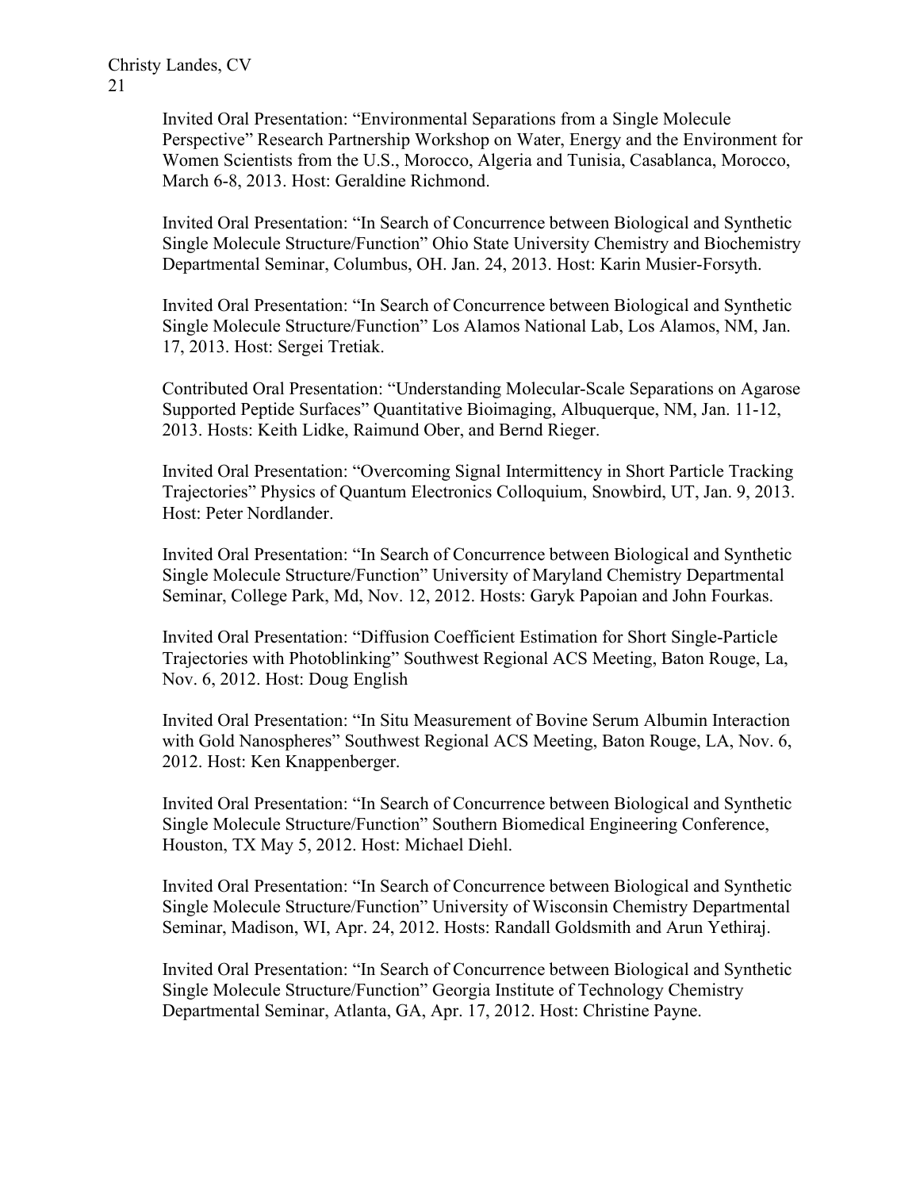Invited Oral Presentation: “Environmental Separations from a Single Molecule Perspective” Research Partnership Workshop on Water, Energy and the Environment for Women Scientists from the U.S., Morocco, Algeria and Tunisia, Casablanca, Morocco, March 6-8, 2013. Host: Geraldine Richmond.

Invited Oral Presentation: “In Search of Concurrence between Biological and Synthetic Single Molecule Structure/Function” Ohio State University Chemistry and Biochemistry Departmental Seminar, Columbus, OH. Jan. 24, 2013. Host: Karin Musier-Forsyth.

Invited Oral Presentation: “In Search of Concurrence between Biological and Synthetic Single Molecule Structure/Function” Los Alamos National Lab, Los Alamos, NM, Jan. 17, 2013. Host: Sergei Tretiak.

Contributed Oral Presentation: “Understanding Molecular-Scale Separations on Agarose Supported Peptide Surfaces” Quantitative Bioimaging, Albuquerque, NM, Jan. 11-12, 2013. Hosts: Keith Lidke, Raimund Ober, and Bernd Rieger.

Invited Oral Presentation: “Overcoming Signal Intermittency in Short Particle Tracking Trajectories” Physics of Quantum Electronics Colloquium, Snowbird, UT, Jan. 9, 2013. Host: Peter Nordlander.

Invited Oral Presentation: “In Search of Concurrence between Biological and Synthetic Single Molecule Structure/Function” University of Maryland Chemistry Departmental Seminar, College Park, Md, Nov. 12, 2012. Hosts: Garyk Papoian and John Fourkas.

Invited Oral Presentation: “Diffusion Coefficient Estimation for Short Single-Particle Trajectories with Photoblinking” Southwest Regional ACS Meeting, Baton Rouge, La, Nov. 6, 2012. Host: Doug English

Invited Oral Presentation: “In Situ Measurement of Bovine Serum Albumin Interaction with Gold Nanospheres” Southwest Regional ACS Meeting, Baton Rouge, LA, Nov. 6, 2012. Host: Ken Knappenberger.

Invited Oral Presentation: “In Search of Concurrence between Biological and Synthetic Single Molecule Structure/Function” Southern Biomedical Engineering Conference, Houston, TX May 5, 2012. Host: Michael Diehl.

Invited Oral Presentation: “In Search of Concurrence between Biological and Synthetic Single Molecule Structure/Function” University of Wisconsin Chemistry Departmental Seminar, Madison, WI, Apr. 24, 2012. Hosts: Randall Goldsmith and Arun Yethiraj.

Invited Oral Presentation: “In Search of Concurrence between Biological and Synthetic Single Molecule Structure/Function” Georgia Institute of Technology Chemistry Departmental Seminar, Atlanta, GA, Apr. 17, 2012. Host: Christine Payne.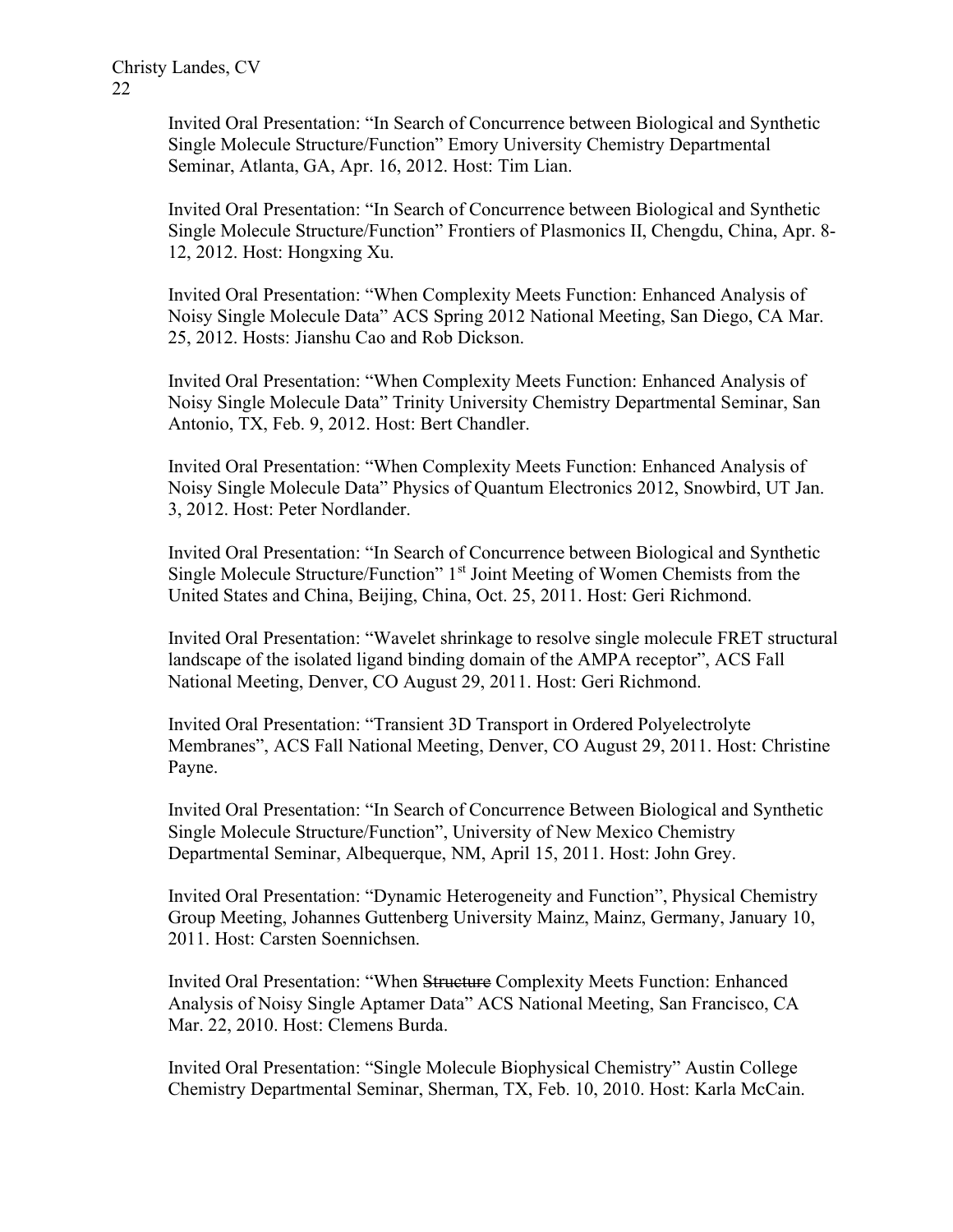Invited Oral Presentation: "In Search of Concurrence between Biological and Synthetic Single Molecule Structure/Function" Emory University Chemistry Departmental Seminar, Atlanta, GA, Apr. 16, 2012. Host: Tim Lian.

Invited Oral Presentation: "In Search of Concurrence between Biological and Synthetic Single Molecule Structure/Function" Frontiers of Plasmonics II, Chengdu, China, Apr. 8-12, 2012. Host: Hongxing Xu.

Invited Oral Presentation: "When Complexity Meets Function: Enhanced Analysis of Noisy Single Molecule Data" ACS Spring 2012 National Meeting, San Diego, CA Mar. 25, 2012. Hosts: Jianshu Cao and Rob Dickson.

Invited Oral Presentation: "When Complexity Meets Function: Enhanced Analysis of Noisy Single Molecule Data" Trinity University Chemistry Departmental Seminar, San Antonio, TX, Feb. 9, 2012. Host: Bert Chandler.

Invited Oral Presentation: "When Complexity Meets Function: Enhanced Analysis of Noisy Single Molecule Data" Physics of Quantum Electronics 2012, Snowbird, UT Jan. 3, 2012. Host: Peter Nordlander.

Invited Oral Presentation: "In Search of Concurrence between Biological and Synthetic Single Molecule Structure/Function" 1st Joint Meeting of Women Chemists from the United States and China, Beijing, China, Oct. 25, 2011. Host: Geri Richmond.

Invited Oral Presentation: "Wavelet shrinkage to resolve single molecule FRET structural landscape of the isolated ligand binding domain of the AMPA receptor", ACS Fall National Meeting, Denver, CO August 29, 2011. Host: Geri Richmond.

Invited Oral Presentation: "Transient 3D Transport in Ordered Polyelectrolyte Membranes", ACS Fall National Meeting, Denver, CO August 29, 2011. Host: Christine Payne.

Invited Oral Presentation: "In Search of Concurrence Between Biological and Synthetic Single Molecule Structure/Function", University of New Mexico Chemistry Departmental Seminar, Albequerque, NM, April 15, 2011. Host: John Grey.

Invited Oral Presentation: "Dynamic Heterogeneity and Function", Physical Chemistry Group Meeting, Johannes Guttenberg University Mainz, Mainz, Germany, January 10, 2011. Host: Carsten Soennichsen.

Invited Oral Presentation: "When ~~Structure~~ Complexity Meets Function: Enhanced Analysis of Noisy Single Aptamer Data" ACS National Meeting, San Francisco, CA Mar. 22, 2010. Host: Clemens Burda.

Invited Oral Presentation: "Single Molecule Biophysical Chemistry" Austin College Chemistry Departmental Seminar, Sherman, TX, Feb. 10, 2010. Host: Karla McCain.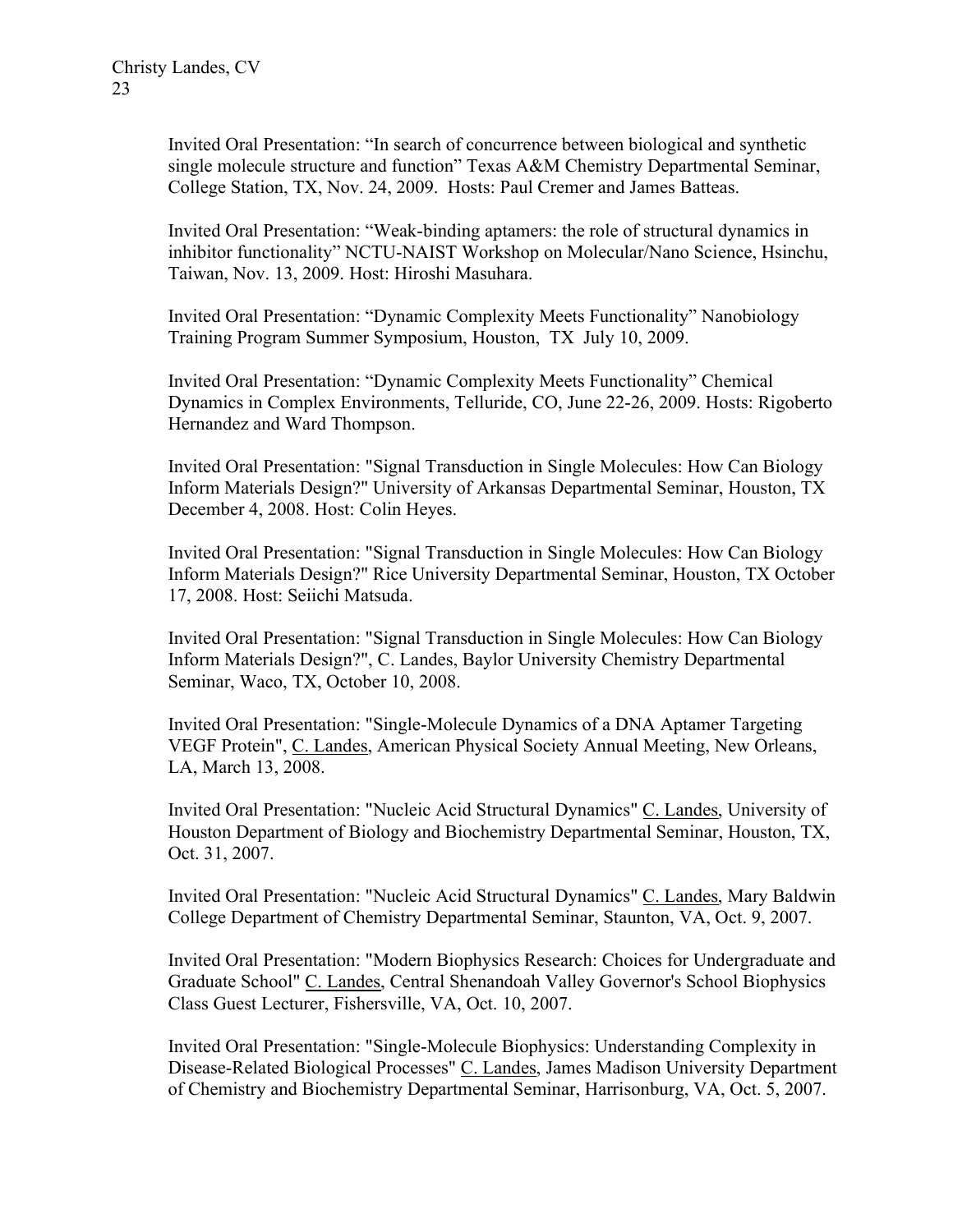Invited Oral Presentation: “In search of concurrence between biological and synthetic single molecule structure and function” Texas A&M Chemistry Departmental Seminar, College Station, TX, Nov. 24, 2009. Hosts: Paul Cremer and James Batteas.

Invited Oral Presentation: “Weak-binding aptamers: the role of structural dynamics in inhibitor functionality” NCTU-NAIST Workshop on Molecular/Nano Science, Hsinchu, Taiwan, Nov. 13, 2009. Host: Hiroshi Masuhara.

Invited Oral Presentation: “Dynamic Complexity Meets Functionality” Nanobiology Training Program Summer Symposium, Houston, TX July 10, 2009.

Invited Oral Presentation: “Dynamic Complexity Meets Functionality” Chemical Dynamics in Complex Environments, Telluride, CO, June 22-26, 2009. Hosts: Rigoberto Hernandez and Ward Thompson.

Invited Oral Presentation: "Signal Transduction in Single Molecules: How Can Biology Inform Materials Design?" University of Arkansas Departmental Seminar, Houston, TX December 4, 2008. Host: Colin Heyes.

Invited Oral Presentation: "Signal Transduction in Single Molecules: How Can Biology Inform Materials Design?" Rice University Departmental Seminar, Houston, TX October 17, 2008. Host: Seiichi Matsuda.

Invited Oral Presentation: "Signal Transduction in Single Molecules: How Can Biology Inform Materials Design?", C. Landes, Baylor University Chemistry Departmental Seminar, Waco, TX, October 10, 2008.

Invited Oral Presentation: "Single-Molecule Dynamics of a DNA Aptamer Targeting VEGF Protein", C. Landes, American Physical Society Annual Meeting, New Orleans, LA, March 13, 2008.

Invited Oral Presentation: "Nucleic Acid Structural Dynamics" C. Landes, University of Houston Department of Biology and Biochemistry Departmental Seminar, Houston, TX, Oct. 31, 2007.

Invited Oral Presentation: "Nucleic Acid Structural Dynamics" C. Landes, Mary Baldwin College Department of Chemistry Departmental Seminar, Staunton, VA, Oct. 9, 2007.

Invited Oral Presentation: "Modern Biophysics Research: Choices for Undergraduate and Graduate School" C. Landes, Central Shenandoah Valley Governor's School Biophysics Class Guest Lecturer, Fishersville, VA, Oct. 10, 2007.

Invited Oral Presentation: "Single-Molecule Biophysics: Understanding Complexity in Disease-Related Biological Processes" C. Landes, James Madison University Department of Chemistry and Biochemistry Departmental Seminar, Harrisonburg, VA, Oct. 5, 2007.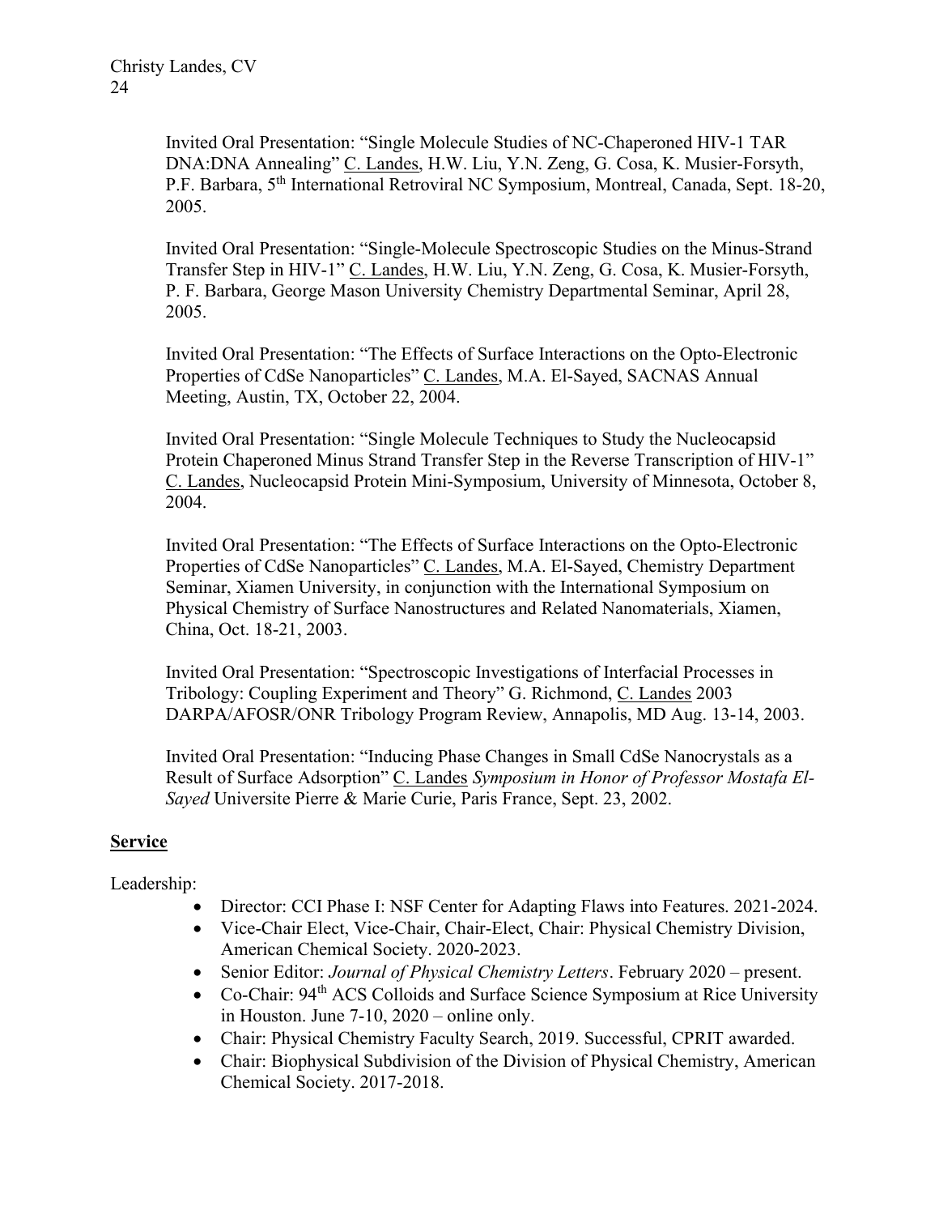Invited Oral Presentation: "Single Molecule Studies of NC-Chaperoned HIV-1 TAR DNA:DNA Annealing" C. Landes, H.W. Liu, Y.N. Zeng, G. Cosa, K. Musier-Forsyth, P.F. Barbara, 5th International Retroviral NC Symposium, Montreal, Canada, Sept. 18-20, 2005.

Invited Oral Presentation: "Single-Molecule Spectroscopic Studies on the Minus-Strand Transfer Step in HIV-1" C. Landes, H.W. Liu, Y.N. Zeng, G. Cosa, K. Musier-Forsyth, P. F. Barbara, George Mason University Chemistry Departmental Seminar, April 28, 2005.

Invited Oral Presentation: "The Effects of Surface Interactions on the Opto-Electronic Properties of CdSe Nanoparticles" C. Landes, M.A. El-Sayed, SACNAS Annual Meeting, Austin, TX, October 22, 2004.

Invited Oral Presentation: "Single Molecule Techniques to Study the Nucleocapsid Protein Chaperoned Minus Strand Transfer Step in the Reverse Transcription of HIV-1" C. Landes, Nucleocapsid Protein Mini-Symposium, University of Minnesota, October 8, 2004.

Invited Oral Presentation: "The Effects of Surface Interactions on the Opto-Electronic Properties of CdSe Nanoparticles" C. Landes, M.A. El-Sayed, Chemistry Department Seminar, Xiamen University, in conjunction with the International Symposium on Physical Chemistry of Surface Nanostructures and Related Nanomaterials, Xiamen, China, Oct. 18-21, 2003.

Invited Oral Presentation: "Spectroscopic Investigations of Interfacial Processes in Tribology: Coupling Experiment and Theory" G. Richmond, C. Landes 2003 DARPA/AFOSR/ONR Tribology Program Review, Annapolis, MD Aug. 13-14, 2003.

Invited Oral Presentation: "Inducing Phase Changes in Small CdSe Nanocrystals as a Result of Surface Adsorption" C. Landes *Symposium in Honor of Professor Mostafa El-Sayed* Universite Pierre & Marie Curie, Paris France, Sept. 23, 2002.

## Service

Leadership:

- Director: CCI Phase I: NSF Center for Adapting Flaws into Features. 2021-2024.
- Vice-Chair Elect, Vice-Chair, Chair-Elect, Chair: Physical Chemistry Division, American Chemical Society. 2020-2023.
- Senior Editor: *Journal of Physical Chemistry Letters*. February 2020 – present.
- Co-Chair: 94th ACS Colloids and Surface Science Symposium at Rice University in Houston. June 7-10, 2020 – online only.
- Chair: Physical Chemistry Faculty Search, 2019. Successful, CPRIT awarded.
- Chair: Biophysical Subdivision of the Division of Physical Chemistry, American Chemical Society. 2017-2018.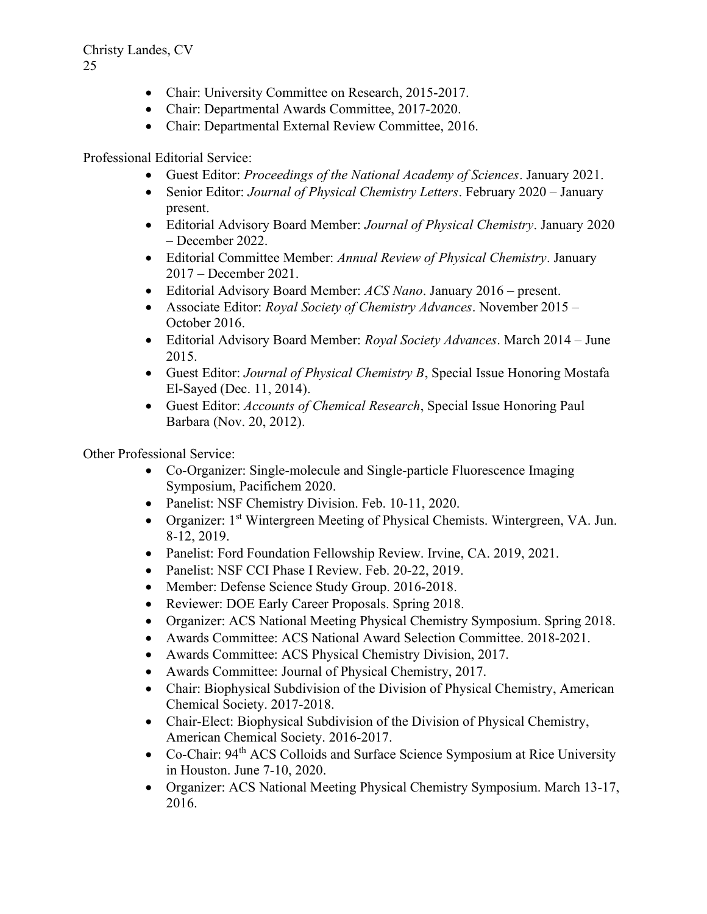- Chair: University Committee on Research, 2015-2017.
- Chair: Departmental Awards Committee, 2017-2020.
- Chair: Departmental External Review Committee, 2016.

Professional Editorial Service:

- Guest Editor: *Proceedings of the National Academy of Sciences*. January 2021.
- Senior Editor: *Journal of Physical Chemistry Letters*. February 2020 – January present.
- Editorial Advisory Board Member: *Journal of Physical Chemistry*. January 2020 – December 2022.
- Editorial Committee Member: *Annual Review of Physical Chemistry*. January 2017 – December 2021.
- Editorial Advisory Board Member: *ACS Nano*. January 2016 – present.
- Associate Editor: *Royal Society of Chemistry Advances*. November 2015 – October 2016.
- Editorial Advisory Board Member: *Royal Society Advances*. March 2014 – June 2015.
- Guest Editor: *Journal of Physical Chemistry B*, Special Issue Honoring Mostafa El-Sayed (Dec. 11, 2014).
- Guest Editor: *Accounts of Chemical Research*, Special Issue Honoring Paul Barbara (Nov. 20, 2012).

Other Professional Service:

- Co-Organizer: Single-molecule and Single-particle Fluorescence Imaging Symposium, Pacifichem 2020.
- Panelist: NSF Chemistry Division. Feb. 10-11, 2020.
- Organizer: 1st Wintergreen Meeting of Physical Chemists. Wintergreen, VA. Jun. 8-12, 2019.
- Panelist: Ford Foundation Fellowship Review. Irvine, CA. 2019, 2021.
- Panelist: NSF CCI Phase I Review. Feb. 20-22, 2019.
- Member: Defense Science Study Group. 2016-2018.
- Reviewer: DOE Early Career Proposals. Spring 2018.
- Organizer: ACS National Meeting Physical Chemistry Symposium. Spring 2018.
- Awards Committee: ACS National Award Selection Committee. 2018-2021.
- Awards Committee: ACS Physical Chemistry Division, 2017.
- Awards Committee: Journal of Physical Chemistry, 2017.
- Chair: Biophysical Subdivision of the Division of Physical Chemistry, American Chemical Society. 2017-2018.
- Chair-Elect: Biophysical Subdivision of the Division of Physical Chemistry, American Chemical Society. 2016-2017.
- Co-Chair: 94th ACS Colloids and Surface Science Symposium at Rice University in Houston. June 7-10, 2020.
- Organizer: ACS National Meeting Physical Chemistry Symposium. March 13-17, 2016.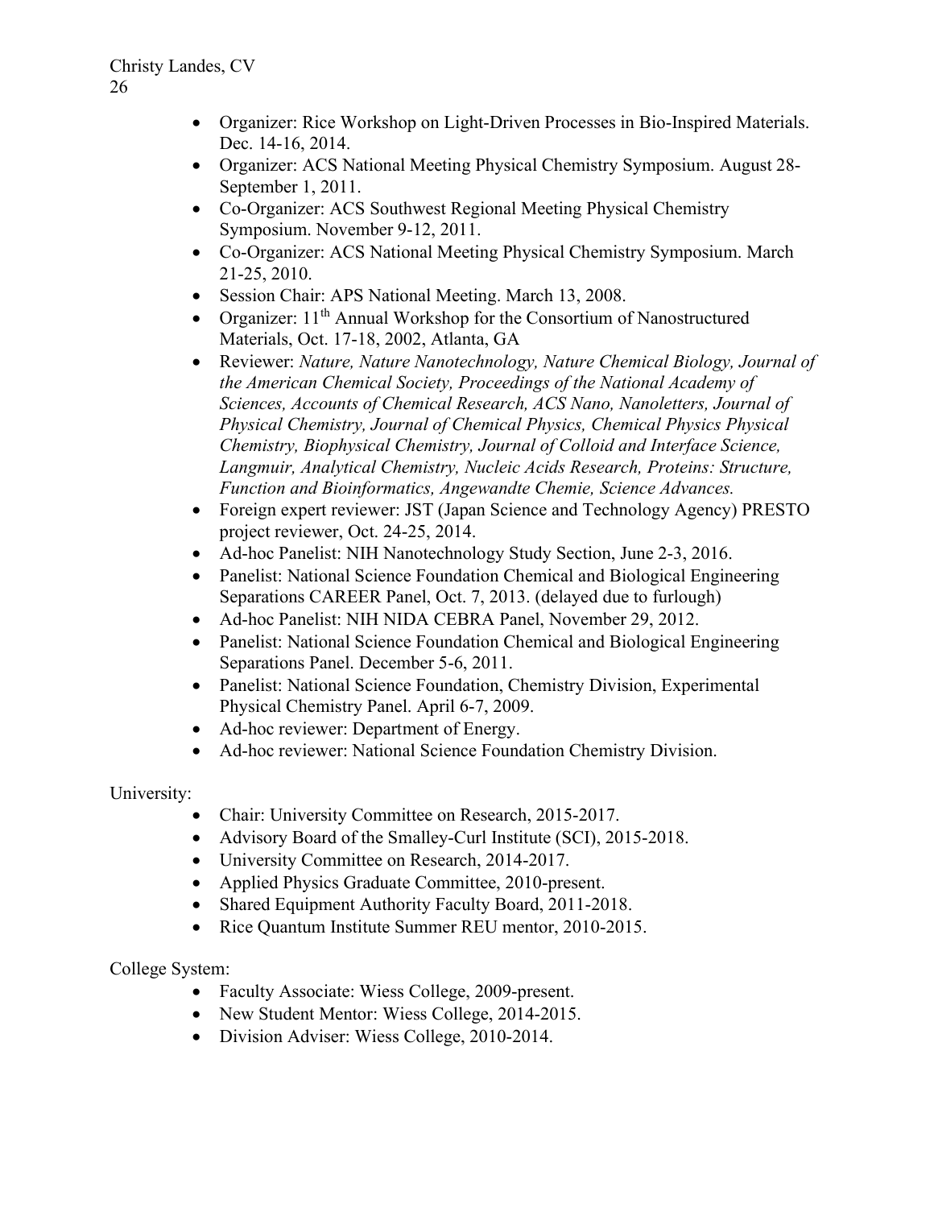- Organizer: Rice Workshop on Light-Driven Processes in Bio-Inspired Materials. Dec. 14-16, 2014.
- Organizer: ACS National Meeting Physical Chemistry Symposium. August 28-September 1, 2011.
- Co-Organizer: ACS Southwest Regional Meeting Physical Chemistry Symposium. November 9-12, 2011.
- Co-Organizer: ACS National Meeting Physical Chemistry Symposium. March 21-25, 2010.
- Session Chair: APS National Meeting. March 13, 2008.
- Organizer: 11th Annual Workshop for the Consortium of Nanostructured Materials, Oct. 17-18, 2002, Atlanta, GA
- Reviewer: *Nature, Nature Nanotechnology, Nature Chemical Biology, Journal of the American Chemical Society, Proceedings of the National Academy of Sciences, Accounts of Chemical Research, ACS Nano, Nanoletters, Journal of Physical Chemistry, Journal of Chemical Physics, Chemical Physics Physical Chemistry, Biophysical Chemistry, Journal of Colloid and Interface Science, Langmuir, Analytical Chemistry, Nucleic Acids Research, Proteins: Structure, Function and Bioinformatics, Angewandte Chemie, Science Advances.*
- Foreign expert reviewer: JST (Japan Science and Technology Agency) PRESTO project reviewer, Oct. 24-25, 2014.
- Ad-hoc Panelist: NIH Nanotechnology Study Section, June 2-3, 2016.
- Panelist: National Science Foundation Chemical and Biological Engineering Separations CAREER Panel, Oct. 7, 2013. (delayed due to furlough)
- Ad-hoc Panelist: NIH NIDA CEBRA Panel, November 29, 2012.
- Panelist: National Science Foundation Chemical and Biological Engineering Separations Panel. December 5-6, 2011.
- Panelist: National Science Foundation, Chemistry Division, Experimental Physical Chemistry Panel. April 6-7, 2009.
- Ad-hoc reviewer: Department of Energy.
- Ad-hoc reviewer: National Science Foundation Chemistry Division.

University:

- Chair: University Committee on Research, 2015-2017.
- Advisory Board of the Smalley-Curl Institute (SCI), 2015-2018.
- University Committee on Research, 2014-2017.
- Applied Physics Graduate Committee, 2010-present.
- Shared Equipment Authority Faculty Board, 2011-2018.
- Rice Quantum Institute Summer REU mentor, 2010-2015.

College System:

- Faculty Associate: Wiess College, 2009-present.
- New Student Mentor: Wiess College, 2014-2015.
- Division Adviser: Wiess College, 2010-2014.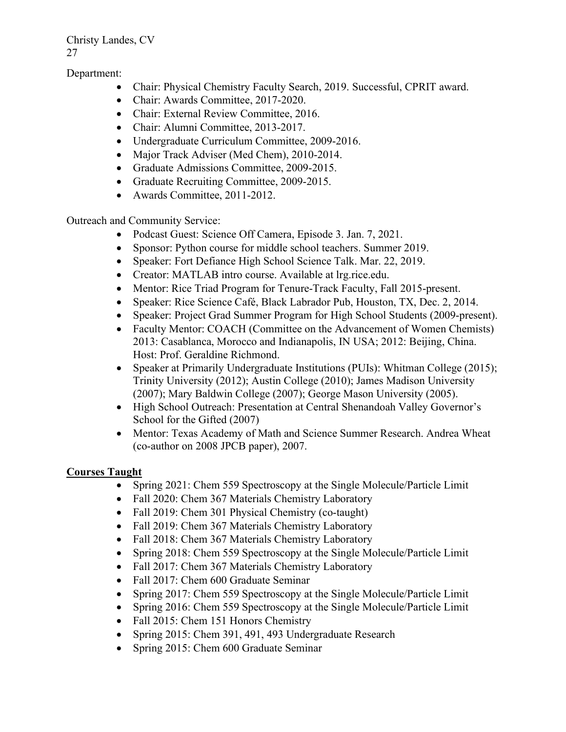Department:

- Chair: Physical Chemistry Faculty Search, 2019. Successful, CPRIT award.
- Chair: Awards Committee, 2017-2020.
- Chair: External Review Committee, 2016.
- Chair: Alumni Committee, 2013-2017.
- Undergraduate Curriculum Committee, 2009-2016.
- Major Track Adviser (Med Chem), 2010-2014.
- Graduate Admissions Committee, 2009-2015.
- Graduate Recruiting Committee, 2009-2015.
- Awards Committee, 2011-2012.

Outreach and Community Service:

- Podcast Guest: Science Off Camera, Episode 3. Jan. 7, 2021.
- Sponsor: Python course for middle school teachers. Summer 2019.
- Speaker: Fort Defiance High School Science Talk. Mar. 22, 2019.
- Creator: MATLAB intro course. Available at lrg.rice.edu.
- Mentor: Rice Triad Program for Tenure-Track Faculty, Fall 2015-present.
- Speaker: Rice Science Café, Black Labrador Pub, Houston, TX, Dec. 2, 2014.
- Speaker: Project Grad Summer Program for High School Students (2009-present).
- Faculty Mentor: COACH (Committee on the Advancement of Women Chemists) 2013: Casablanca, Morocco and Indianapolis, IN USA; 2012: Beijing, China. Host: Prof. Geraldine Richmond.
- Speaker at Primarily Undergraduate Institutions (PUIs): Whitman College (2015); Trinity University (2012); Austin College (2010); James Madison University (2007); Mary Baldwin College (2007); George Mason University (2005).
- High School Outreach: Presentation at Central Shenandoah Valley Governor's School for the Gifted (2007)
- Mentor: Texas Academy of Math and Science Summer Research. Andrea Wheat (co-author on 2008 JPCB paper), 2007.

## Courses Taught

- Spring 2021: Chem 559 Spectroscopy at the Single Molecule/Particle Limit
- Fall 2020: Chem 367 Materials Chemistry Laboratory
- Fall 2019: Chem 301 Physical Chemistry (co-taught)
- Fall 2019: Chem 367 Materials Chemistry Laboratory
- Fall 2018: Chem 367 Materials Chemistry Laboratory
- Spring 2018: Chem 559 Spectroscopy at the Single Molecule/Particle Limit
- Fall 2017: Chem 367 Materials Chemistry Laboratory
- Fall 2017: Chem 600 Graduate Seminar
- Spring 2017: Chem 559 Spectroscopy at the Single Molecule/Particle Limit
- Spring 2016: Chem 559 Spectroscopy at the Single Molecule/Particle Limit
- Fall 2015: Chem 151 Honors Chemistry
- Spring 2015: Chem 391, 491, 493 Undergraduate Research
- Spring 2015: Chem 600 Graduate Seminar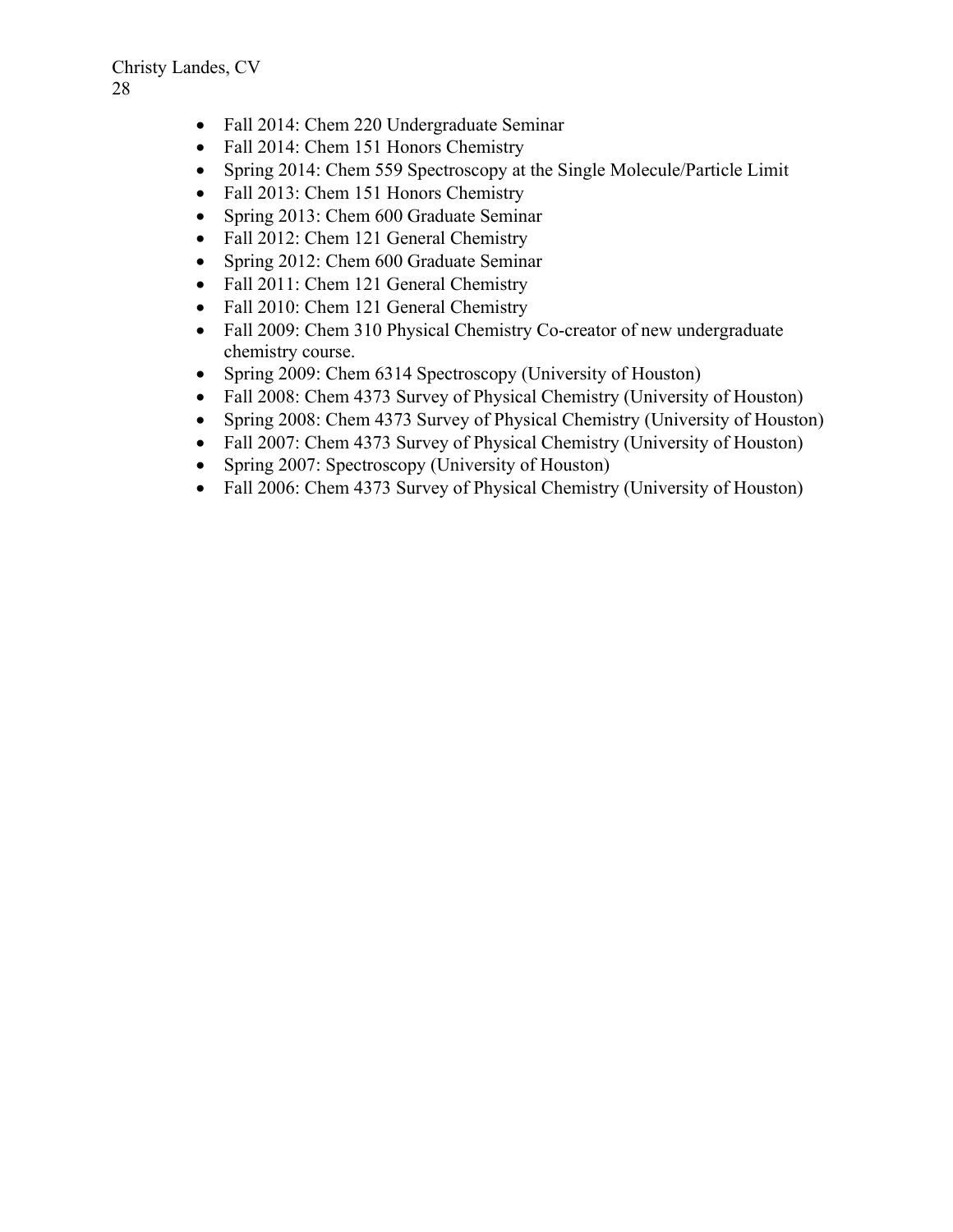- Fall 2014: Chem 220 Undergraduate Seminar
- Fall 2014: Chem 151 Honors Chemistry
- Spring 2014: Chem 559 Spectroscopy at the Single Molecule/Particle Limit
- Fall 2013: Chem 151 Honors Chemistry
- Spring 2013: Chem 600 Graduate Seminar
- Fall 2012: Chem 121 General Chemistry
- Spring 2012: Chem 600 Graduate Seminar
- Fall 2011: Chem 121 General Chemistry
- Fall 2010: Chem 121 General Chemistry
- Fall 2009: Chem 310 Physical Chemistry Co-creator of new undergraduate chemistry course.
- Spring 2009: Chem 6314 Spectroscopy (University of Houston)
- Fall 2008: Chem 4373 Survey of Physical Chemistry (University of Houston)
- Spring 2008: Chem 4373 Survey of Physical Chemistry (University of Houston)
- Fall 2007: Chem 4373 Survey of Physical Chemistry (University of Houston)
- Spring 2007: Spectroscopy (University of Houston)
- Fall 2006: Chem 4373 Survey of Physical Chemistry (University of Houston)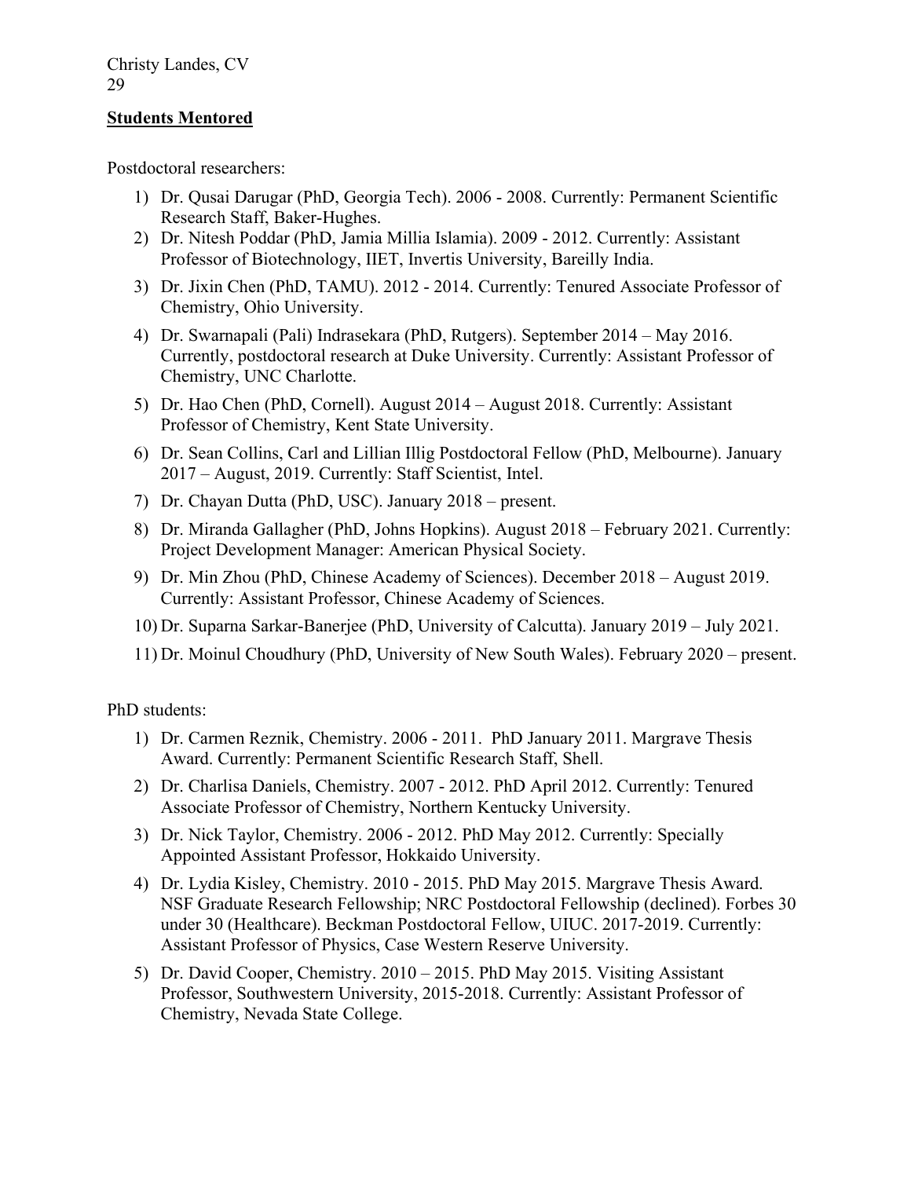## Students Mentored

Postdoctoral researchers:

1) Dr. Qusai Darugar (PhD, Georgia Tech). 2006 - 2008. Currently: Permanent Scientific Research Staff, Baker-Hughes.
2) Dr. Nitesh Poddar (PhD, Jamia Millia Islamia). 2009 - 2012. Currently: Assistant Professor of Biotechnology, IIET, Invertis University, Bareilly India.
3) Dr. Jixin Chen (PhD, TAMU). 2012 - 2014. Currently: Tenured Associate Professor of Chemistry, Ohio University.
4) Dr. Swarnapali (Pali) Indrasekara (PhD, Rutgers). September 2014 – May 2016. Currently, postdoctoral research at Duke University. Currently: Assistant Professor of Chemistry, UNC Charlotte.
5) Dr. Hao Chen (PhD, Cornell). August 2014 – August 2018. Currently: Assistant Professor of Chemistry, Kent State University.
6) Dr. Sean Collins, Carl and Lillian Illig Postdoctoral Fellow (PhD, Melbourne). January 2017 – August, 2019. Currently: Staff Scientist, Intel.
7) Dr. Chayan Dutta (PhD, USC). January 2018 – present.
8) Dr. Miranda Gallagher (PhD, Johns Hopkins). August 2018 – February 2021. Currently: Project Development Manager: American Physical Society.
9) Dr. Min Zhou (PhD, Chinese Academy of Sciences). December 2018 – August 2019. Currently: Assistant Professor, Chinese Academy of Sciences.
10) Dr. Suparna Sarkar-Banerjee (PhD, University of Calcutta). January 2019 – July 2021.
11) Dr. Moinul Choudhury (PhD, University of New South Wales). February 2020 – present.

PhD students:

1) Dr. Carmen Reznik, Chemistry. 2006 - 2011. PhD January 2011. Margrave Thesis Award. Currently: Permanent Scientific Research Staff, Shell.
2) Dr. Charlisa Daniels, Chemistry. 2007 - 2012. PhD April 2012. Currently: Tenured Associate Professor of Chemistry, Northern Kentucky University.
3) Dr. Nick Taylor, Chemistry. 2006 - 2012. PhD May 2012. Currently: Specially Appointed Assistant Professor, Hokkaido University.
4) Dr. Lydia Kisley, Chemistry. 2010 - 2015. PhD May 2015. Margrave Thesis Award. NSF Graduate Research Fellowship; NRC Postdoctoral Fellowship (declined). Forbes 30 under 30 (Healthcare). Beckman Postdoctoral Fellow, UIUC. 2017-2019. Currently: Assistant Professor of Physics, Case Western Reserve University.
5) Dr. David Cooper, Chemistry. 2010 – 2015. PhD May 2015. Visiting Assistant Professor, Southwestern University, 2015-2018. Currently: Assistant Professor of Chemistry, Nevada State College.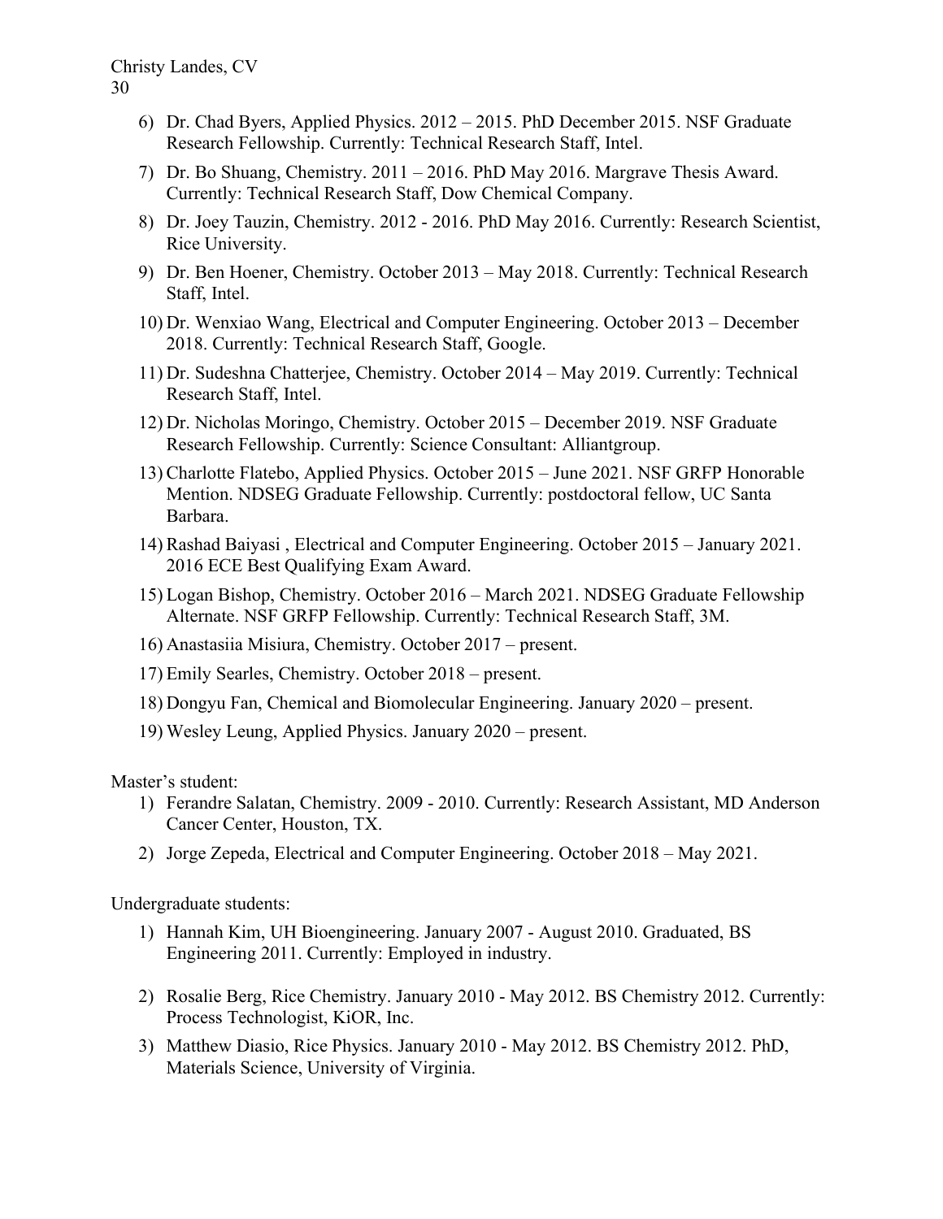6) Dr. Chad Byers, Applied Physics. 2012 – 2015. PhD December 2015. NSF Graduate Research Fellowship. Currently: Technical Research Staff, Intel.
7) Dr. Bo Shuang, Chemistry. 2011 – 2016. PhD May 2016. Margrave Thesis Award. Currently: Technical Research Staff, Dow Chemical Company.
8) Dr. Joey Tauzin, Chemistry. 2012 - 2016. PhD May 2016. Currently: Research Scientist, Rice University.
9) Dr. Ben Hoener, Chemistry. October 2013 – May 2018. Currently: Technical Research Staff, Intel.
10) Dr. Wenxiao Wang, Electrical and Computer Engineering. October 2013 – December 2018. Currently: Technical Research Staff, Google.
11) Dr. Sudeshna Chatterjee, Chemistry. October 2014 – May 2019. Currently: Technical Research Staff, Intel.
12) Dr. Nicholas Moringo, Chemistry. October 2015 – December 2019. NSF Graduate Research Fellowship. Currently: Science Consultant: Alliantgroup.
13) Charlotte Flatebo, Applied Physics. October 2015 – June 2021. NSF GRFP Honorable Mention. NDSEG Graduate Fellowship. Currently: postdoctoral fellow, UC Santa Barbara.
14) Rashad Baiyasi , Electrical and Computer Engineering. October 2015 – January 2021. 2016 ECE Best Qualifying Exam Award.
15) Logan Bishop, Chemistry. October 2016 – March 2021. NDSEG Graduate Fellowship Alternate. NSF GRFP Fellowship. Currently: Technical Research Staff, 3M.
16) Anastasiia Misiura, Chemistry. October 2017 – present.
17) Emily Searles, Chemistry. October 2018 – present.
18) Dongyu Fan, Chemical and Biomolecular Engineering. January 2020 – present.
19) Wesley Leung, Applied Physics. January 2020 – present.

Master's student:

1) Ferandre Salatan, Chemistry. 2009 - 2010. Currently: Research Assistant, MD Anderson Cancer Center, Houston, TX.
2) Jorge Zepeda, Electrical and Computer Engineering. October 2018 – May 2021.

Undergraduate students:

1) Hannah Kim, UH Bioengineering. January 2007 - August 2010. Graduated, BS Engineering 2011. Currently: Employed in industry.
2) Rosalie Berg, Rice Chemistry. January 2010 - May 2012. BS Chemistry 2012. Currently: Process Technologist, KiOR, Inc.
3) Matthew Diasio, Rice Physics. January 2010 - May 2012. BS Chemistry 2012. PhD, Materials Science, University of Virginia.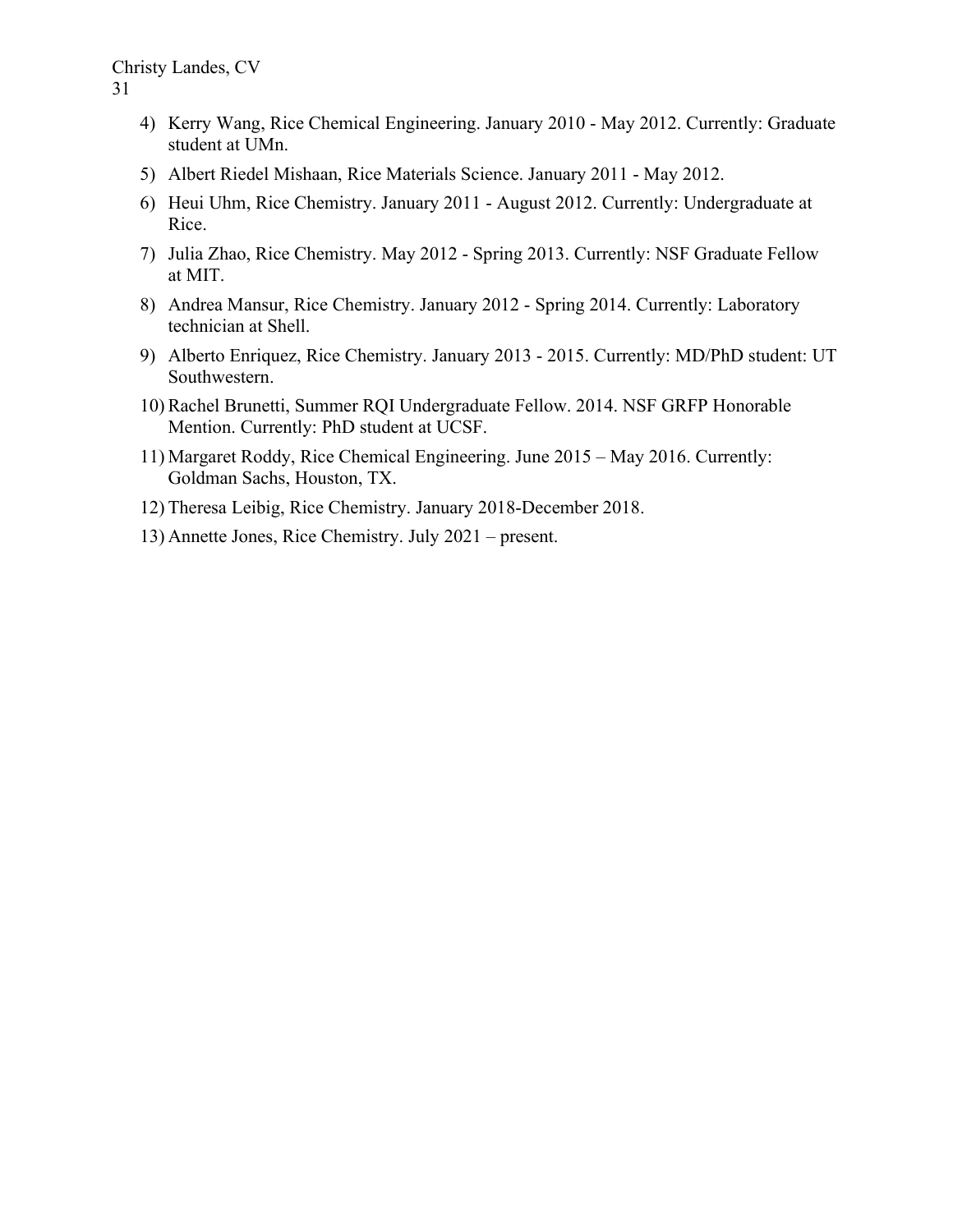4) Kerry Wang, Rice Chemical Engineering. January 2010 - May 2012. Currently: Graduate student at UMn.
5) Albert Riedel Mishaan, Rice Materials Science. January 2011 - May 2012.
6) Heui Uhm, Rice Chemistry. January 2011 - August 2012. Currently: Undergraduate at Rice.
7) Julia Zhao, Rice Chemistry. May 2012 - Spring 2013. Currently: NSF Graduate Fellow at MIT.
8) Andrea Mansur, Rice Chemistry. January 2012 - Spring 2014. Currently: Laboratory technician at Shell.
9) Alberto Enriquez, Rice Chemistry. January 2013 - 2015. Currently: MD/PhD student: UT Southwestern.
10) Rachel Brunetti, Summer RQI Undergraduate Fellow. 2014. NSF GRFP Honorable Mention. Currently: PhD student at UCSF.
11) Margaret Roddy, Rice Chemical Engineering. June 2015 – May 2016. Currently: Goldman Sachs, Houston, TX.
12) Theresa Leibig, Rice Chemistry. January 2018-December 2018.
13) Annette Jones, Rice Chemistry. July 2021 – present.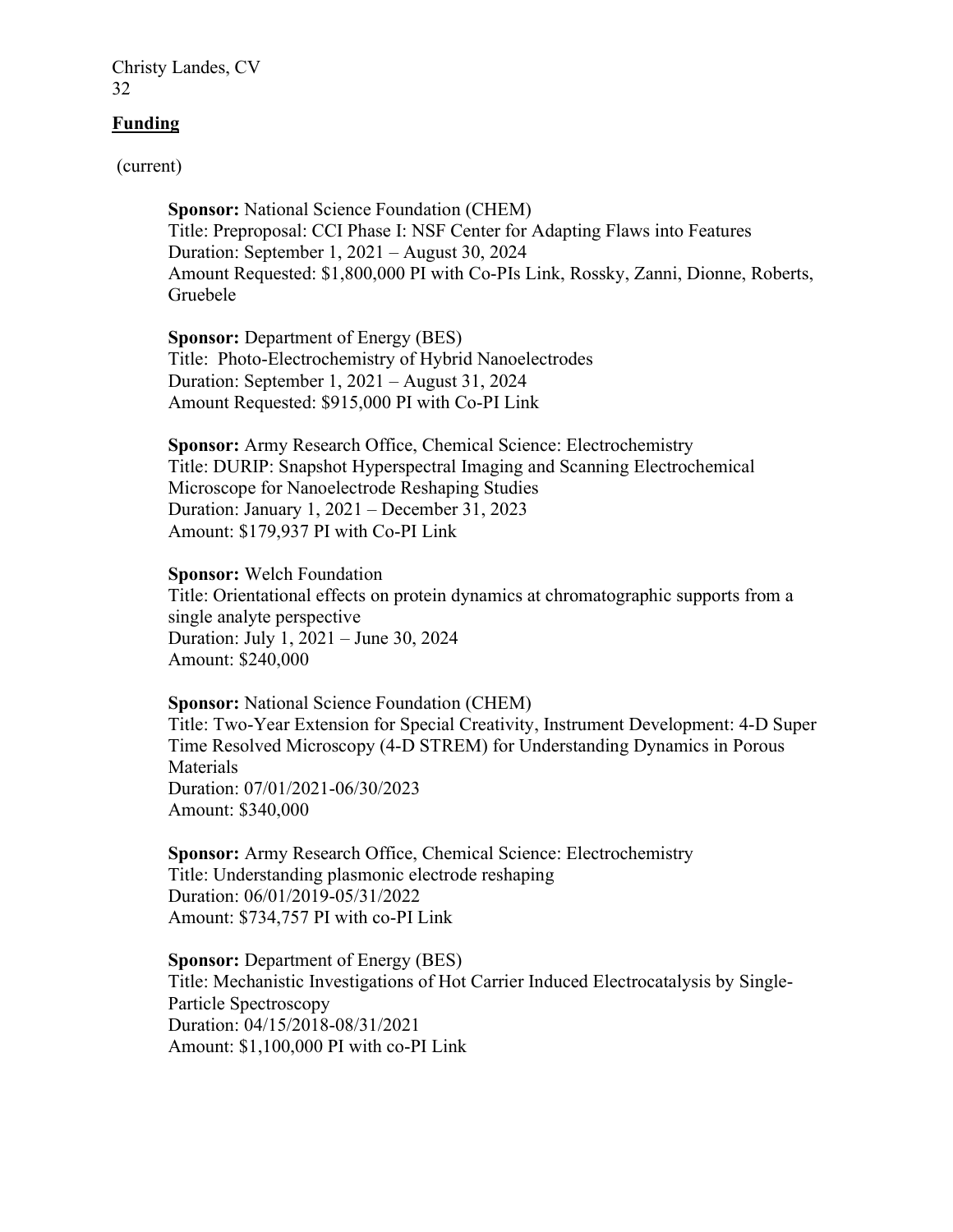## **Funding**

(current)

**Sponsor:** National Science Foundation (CHEM)
Title: Preproposal: CCI Phase I: NSF Center for Adapting Flaws into Features
Duration: September 1, 2021 – August 30, 2024
Amount Requested: $1,800,000 PI with Co-PIs Link, Rossky, Zanni, Dionne, Roberts, Gruebele

**Sponsor:** Department of Energy (BES)
Title: Photo-Electrochemistry of Hybrid Nanoelectrodes
Duration: September 1, 2021 – August 31, 2024
Amount Requested: $915,000 PI with Co-PI Link

**Sponsor:** Army Research Office, Chemical Science: Electrochemistry
Title: DURIP: Snapshot Hyperspectral Imaging and Scanning Electrochemical Microscope for Nanoelectrode Reshaping Studies
Duration: January 1, 2021 – December 31, 2023
Amount: $179,937 PI with Co-PI Link

**Sponsor:** Welch Foundation
Title: Orientational effects on protein dynamics at chromatographic supports from a single analyte perspective
Duration: July 1, 2021 – June 30, 2024
Amount: $240,000

**Sponsor:** National Science Foundation (CHEM)
Title: Two-Year Extension for Special Creativity, Instrument Development: 4-D Super Time Resolved Microscopy (4-D STREM) for Understanding Dynamics in Porous Materials
Duration: 07/01/2021-06/30/2023
Amount: $340,000

**Sponsor:** Army Research Office, Chemical Science: Electrochemistry
Title: Understanding plasmonic electrode reshaping
Duration: 06/01/2019-05/31/2022
Amount: $734,757 PI with co-PI Link

**Sponsor:** Department of Energy (BES)
Title: Mechanistic Investigations of Hot Carrier Induced Electrocatalysis by Single-Particle Spectroscopy
Duration: 04/15/2018-08/31/2021
Amount: $1,100,000 PI with co-PI Link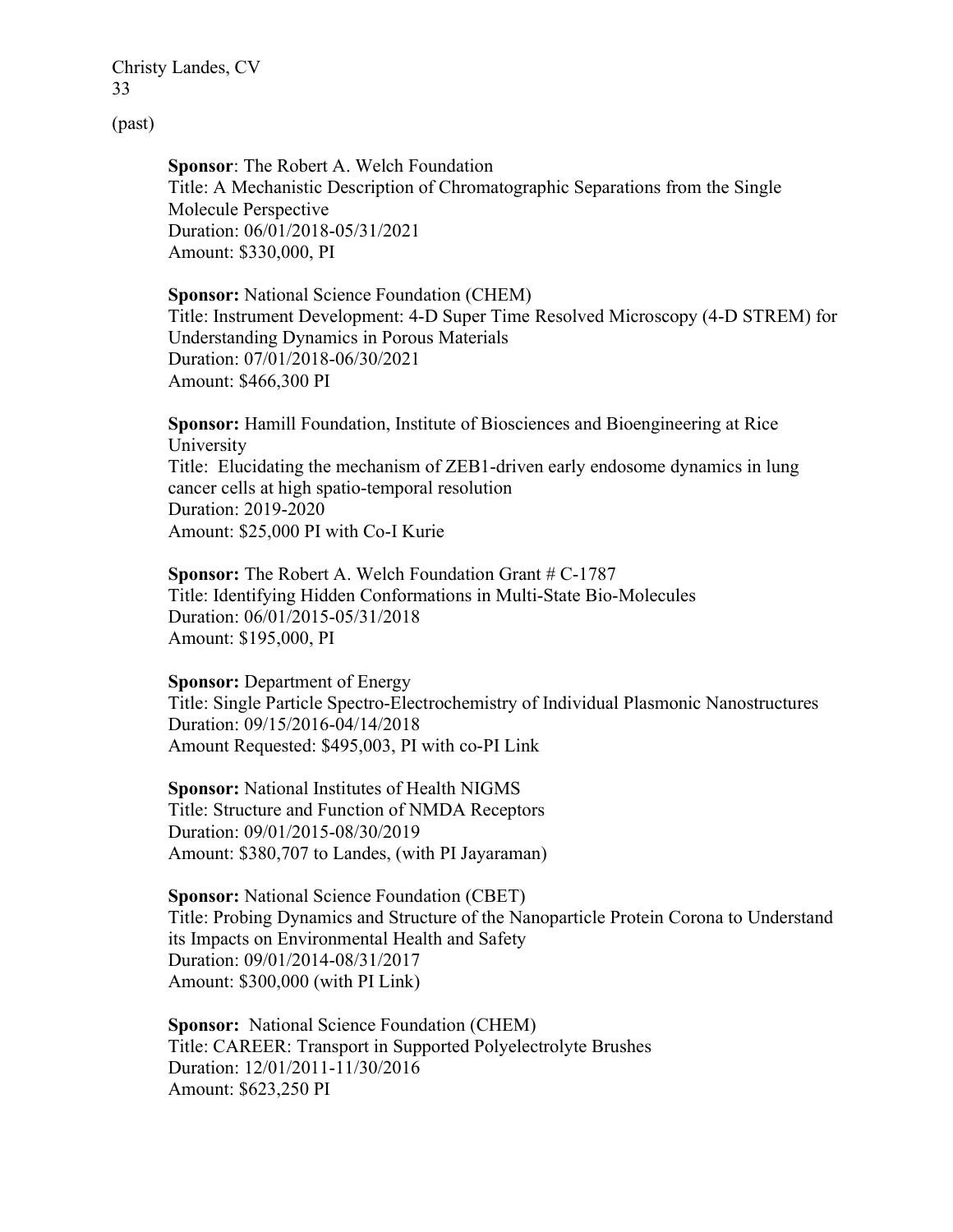(past)

**Sponsor**: The Robert A. Welch Foundation
Title: A Mechanistic Description of Chromatographic Separations from the Single Molecule Perspective
Duration: 06/01/2018-05/31/2021
Amount: $330,000, PI

**Sponsor:** National Science Foundation (CHEM)
Title: Instrument Development: 4-D Super Time Resolved Microscopy (4-D STREM) for Understanding Dynamics in Porous Materials
Duration: 07/01/2018-06/30/2021
Amount: $466,300 PI

**Sponsor:** Hamill Foundation, Institute of Biosciences and Bioengineering at Rice University
Title: Elucidating the mechanism of ZEB1-driven early endosome dynamics in lung cancer cells at high spatio-temporal resolution
Duration: 2019-2020
Amount: $25,000 PI with Co-I Kurie

**Sponsor:** The Robert A. Welch Foundation Grant # C-1787
Title: Identifying Hidden Conformations in Multi-State Bio-Molecules
Duration: 06/01/2015-05/31/2018
Amount: $195,000, PI

**Sponsor:** Department of Energy
Title: Single Particle Spectro-Electrochemistry of Individual Plasmonic Nanostructures
Duration: 09/15/2016-04/14/2018
Amount Requested: $495,003, PI with co-PI Link

**Sponsor:** National Institutes of Health NIGMS
Title: Structure and Function of NMDA Receptors
Duration: 09/01/2015-08/30/2019
Amount: $380,707 to Landes, (with PI Jayaraman)

**Sponsor:** National Science Foundation (CBET)
Title: Probing Dynamics and Structure of the Nanoparticle Protein Corona to Understand its Impacts on Environmental Health and Safety
Duration: 09/01/2014-08/31/2017
Amount: $300,000 (with PI Link)

**Sponsor:** National Science Foundation (CHEM)
Title: CAREER: Transport in Supported Polyelectrolyte Brushes
Duration: 12/01/2011-11/30/2016
Amount: $623,250 PI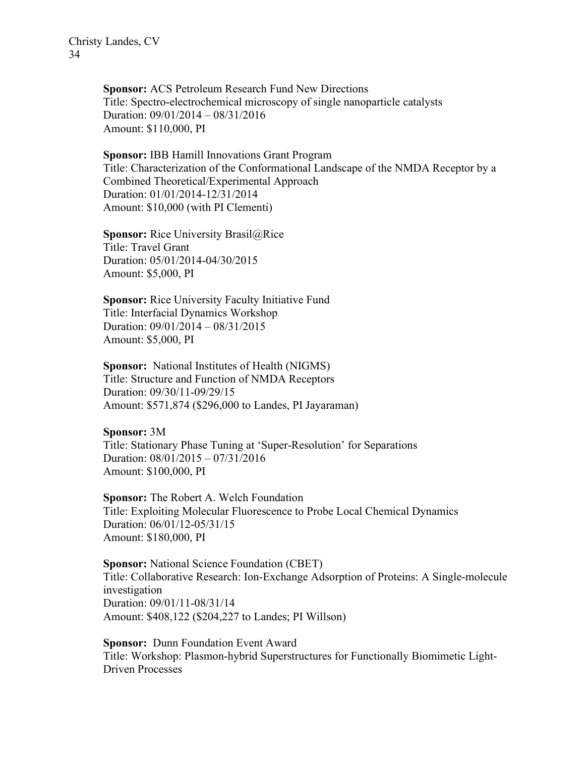**Sponsor:** ACS Petroleum Research Fund New Directions
Title: Spectro-electrochemical microscopy of single nanoparticle catalysts
Duration: 09/01/2014 – 08/31/2016
Amount: $110,000, PI

**Sponsor:** IBB Hamill Innovations Grant Program
Title: Characterization of the Conformational Landscape of the NMDA Receptor by a Combined Theoretical/Experimental Approach
Duration: 01/01/2014-12/31/2014
Amount: $10,000 (with PI Clementi)

**Sponsor:** Rice University Brasil@Rice
Title: Travel Grant
Duration: 05/01/2014-04/30/2015
Amount: $5,000, PI

**Sponsor:** Rice University Faculty Initiative Fund
Title: Interfacial Dynamics Workshop
Duration: 09/01/2014 – 08/31/2015
Amount: $5,000, PI

**Sponsor:** National Institutes of Health (NIGMS)
Title: Structure and Function of NMDA Receptors
Duration: 09/30/11-09/29/15
Amount: $571,874 ($296,000 to Landes, PI Jayaraman)

**Sponsor:** 3M
Title: Stationary Phase Tuning at 'Super-Resolution' for Separations
Duration: 08/01/2015 – 07/31/2016
Amount: $100,000, PI

**Sponsor:** The Robert A. Welch Foundation
Title: Exploiting Molecular Fluorescence to Probe Local Chemical Dynamics
Duration: 06/01/12-05/31/15
Amount: $180,000, PI

**Sponsor:** National Science Foundation (CBET)
Title: Collaborative Research: Ion-Exchange Adsorption of Proteins: A Single-molecule investigation
Duration: 09/01/11-08/31/14
Amount: $408,122 ($204,227 to Landes; PI Willson)

**Sponsor:** Dunn Foundation Event Award
Title: Workshop: Plasmon-hybrid Superstructures for Functionally Biomimetic Light-Driven Processes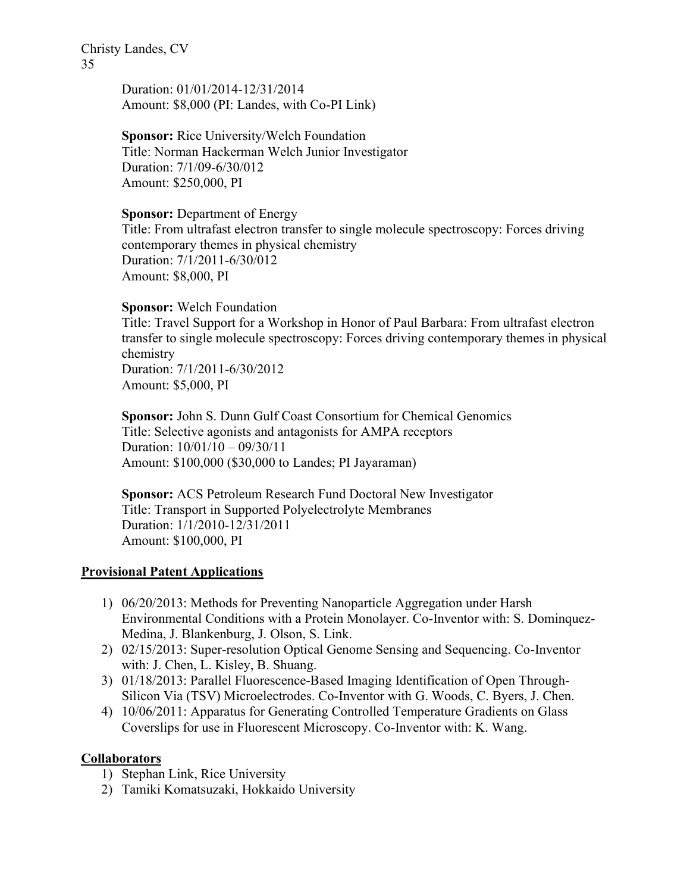Duration: 01/01/2014-12/31/2014
Amount: $8,000 (PI: Landes, with Co-PI Link)

**Sponsor:** Rice University/Welch Foundation
Title: Norman Hackerman Welch Junior Investigator
Duration: 7/1/09-6/30/012
Amount: $250,000, PI

**Sponsor:** Department of Energy
Title: From ultrafast electron transfer to single molecule spectroscopy: Forces driving contemporary themes in physical chemistry
Duration: 7/1/2011-6/30/012
Amount: $8,000, PI

**Sponsor:** Welch Foundation
Title: Travel Support for a Workshop in Honor of Paul Barbara: From ultrafast electron transfer to single molecule spectroscopy: Forces driving contemporary themes in physical chemistry
Duration: 7/1/2011-6/30/2012
Amount: $5,000, PI

**Sponsor:** John S. Dunn Gulf Coast Consortium for Chemical Genomics
Title: Selective agonists and antagonists for AMPA receptors
Duration: 10/01/10 – 09/30/11
Amount: $100,000 ($30,000 to Landes; PI Jayaraman)

**Sponsor:** ACS Petroleum Research Fund Doctoral New Investigator
Title: Transport in Supported Polyelectrolyte Membranes
Duration: 1/1/2010-12/31/2011
Amount: $100,000, PI

## Provisional Patent Applications

1) 06/20/2013: Methods for Preventing Nanoparticle Aggregation under Harsh Environmental Conditions with a Protein Monolayer. Co-Inventor with: S. Dominquez-Medina, J. Blankenburg, J. Olson, S. Link.
2) 02/15/2013: Super-resolution Optical Genome Sensing and Sequencing. Co-Inventor with: J. Chen, L. Kisley, B. Shuang.
3) 01/18/2013: Parallel Fluorescence-Based Imaging Identification of Open Through-Silicon Via (TSV) Microelectrodes. Co-Inventor with G. Woods, C. Byers, J. Chen.
4) 10/06/2011: Apparatus for Generating Controlled Temperature Gradients on Glass Coverslips for use in Fluorescent Microscopy. Co-Inventor with: K. Wang.

## Collaborators

1) Stephan Link, Rice University
2) Tamiki Komatsuzaki, Hokkaido University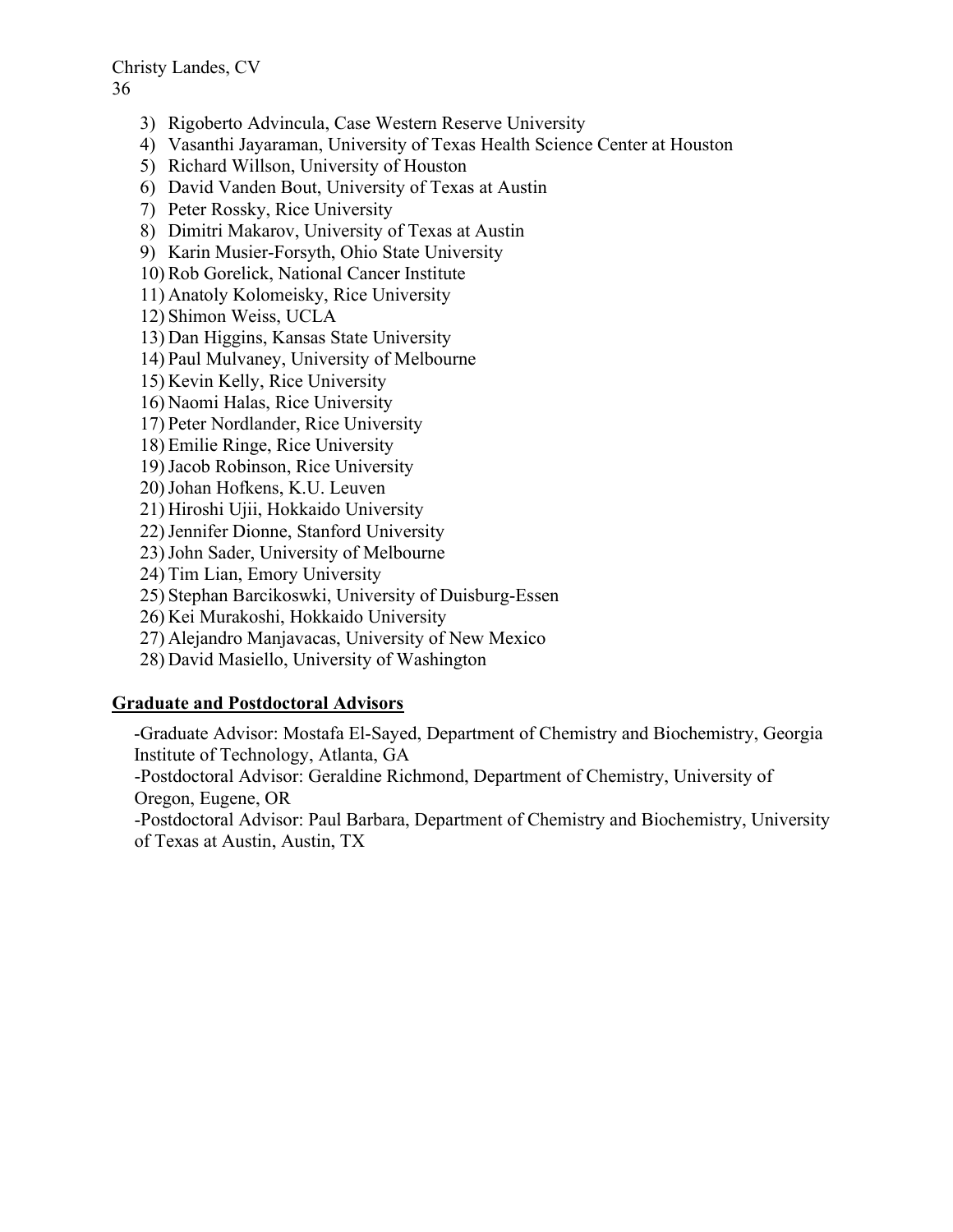3) Rigoberto Advincula, Case Western Reserve University
4) Vasanthi Jayaraman, University of Texas Health Science Center at Houston
5) Richard Willson, University of Houston
6) David Vanden Bout, University of Texas at Austin
7) Peter Rossky, Rice University
8) Dimitri Makarov, University of Texas at Austin
9) Karin Musier-Forsyth, Ohio State University
10) Rob Gorelick, National Cancer Institute
11) Anatoly Kolomeisky, Rice University
12) Shimon Weiss, UCLA
13) Dan Higgins, Kansas State University
14) Paul Mulvaney, University of Melbourne
15) Kevin Kelly, Rice University
16) Naomi Halas, Rice University
17) Peter Nordlander, Rice University
18) Emilie Ringe, Rice University
19) Jacob Robinson, Rice University
20) Johan Hofkens, K.U. Leuven
21) Hiroshi Ujii, Hokkaido University
22) Jennifer Dionne, Stanford University
23) John Sader, University of Melbourne
24) Tim Lian, Emory University
25) Stephan Barcikoswki, University of Duisburg-Essen
26) Kei Murakoshi, Hokkaido University
27) Alejandro Manjavacas, University of New Mexico
28) David Masiello, University of Washington

## Graduate and Postdoctoral Advisors

-Graduate Advisor: Mostafa El-Sayed, Department of Chemistry and Biochemistry, Georgia Institute of Technology, Atlanta, GA

-Postdoctoral Advisor: Geraldine Richmond, Department of Chemistry, University of Oregon, Eugene, OR

-Postdoctoral Advisor: Paul Barbara, Department of Chemistry and Biochemistry, University of Texas at Austin, Austin, TX